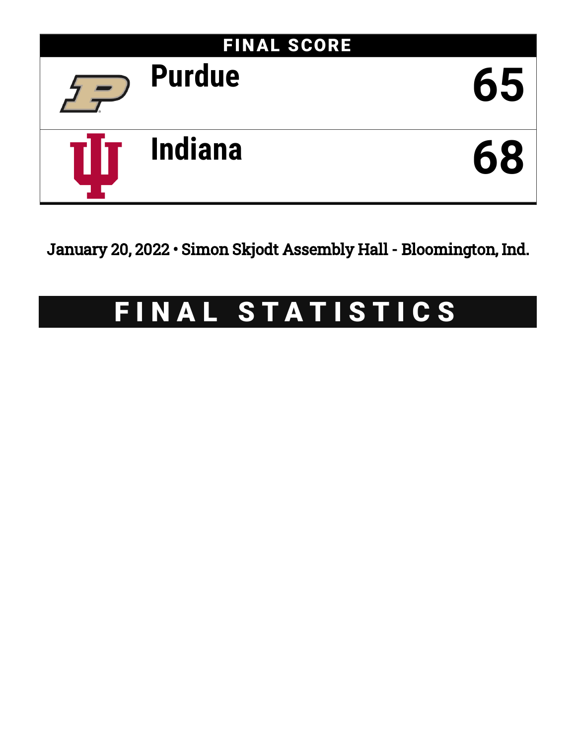## FINAL SCORE

| Team | Score |
| --- | --- |
| Purdue | 65 |
| Indiana | 68 |

January 20, 2022 • Simon Skjodt Assembly Hall - Bloomington, Ind.

# FINAL STATISTICS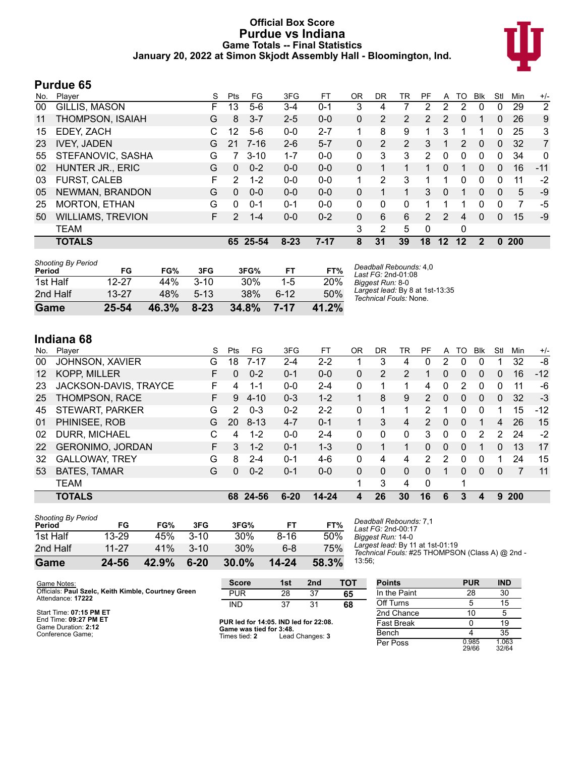# Official Box Score
# Purdue vs Indiana
### Game Totals -- Final Statistics
### January 20, 2022 at Simon Skjodt Assembly Hall - Bloomington, Ind.

## Purdue 65

| No. | Player | S | Pts | FG | 3FG | FT | OR | DR | TR | PF | A | TO | Blk | Stl | Min | +/- |
|---|---|---|---|---|---|---|---|---|---|---|---|---|---|---|---|---|
| 00 | GILLIS, MASON | F | 13 | 5-6 | 3-4 | 0-1 | 3 | 4 | 7 | 2 | 2 | 2 | 0 | 0 | 29 | 2 |
| 11 | THOMPSON, ISAIAH | G | 8 | 3-7 | 2-5 | 0-0 | 0 | 2 | 2 | 2 | 2 | 0 | 1 | 0 | 26 | 9 |
| 15 | EDEY, ZACH | C | 12 | 5-6 | 0-0 | 2-7 | 1 | 8 | 9 | 1 | 3 | 1 | 1 | 0 | 25 | 3 |
| 23 | IVEY, JADEN | G | 21 | 7-16 | 2-6 | 5-7 | 0 | 2 | 2 | 3 | 1 | 2 | 0 | 0 | 32 | 7 |
| 55 | STEFANOVIC, SASHA | G | 7 | 3-10 | 1-7 | 0-0 | 0 | 3 | 3 | 2 | 0 | 0 | 0 | 0 | 34 | 0 |
| 02 | HUNTER JR., ERIC | G | 0 | 0-2 | 0-0 | 0-0 | 0 | 1 | 1 | 1 | 0 | 1 | 0 | 0 | 16 | -11 |
| 03 | FURST, CALEB | F | 2 | 1-2 | 0-0 | 0-0 | 1 | 2 | 3 | 1 | 1 | 0 | 0 | 0 | 11 | -2 |
| 05 | NEWMAN, BRANDON | G | 0 | 0-0 | 0-0 | 0-0 | 0 | 1 | 1 | 3 | 0 | 1 | 0 | 0 | 5 | -9 |
| 25 | MORTON, ETHAN | G | 0 | 0-1 | 0-1 | 0-0 | 0 | 0 | 0 | 1 | 1 | 1 | 0 | 0 | 7 | -5 |
| 50 | WILLIAMS, TREVION | F | 2 | 1-4 | 0-0 | 0-2 | 0 | 6 | 6 | 2 | 2 | 4 | 0 | 0 | 15 | -9 |
| | TEAM | | | | | | 3 | 2 | 5 | 0 | | 0 | | | | |
| | **TOTALS** | | **65** | **25-54** | **8-23** | **7-17** | **8** | **31** | **39** | **18** | **12** | **12** | **2** | **0** | **200** | |

| Shooting By Period Period | FG | FG% | 3FG | 3FG% | FT | FT% |
|---|---|---|---|---|---|---|
| 1st Half | 12-27 | 44% | 3-10 | 30% | 1-5 | 20% |
| 2nd Half | 13-27 | 48% | 5-13 | 38% | 6-12 | 50% |
| **Game** | **25-54** | **46.3%** | **8-23** | **34.8%** | **7-17** | **41.2%** |

*Deadball Rebounds:* 4,0
*Last FG:* 2nd-01:08
*Biggest Run:* 8-0
*Largest lead:* By 8 at 1st-13:35
*Technical Fouls:* None.

## Indiana 68

| No. | Player | S | Pts | FG | 3FG | FT | OR | DR | TR | PF | A | TO | Blk | Stl | Min | +/- |
|---|---|---|---|---|---|---|---|---|---|---|---|---|---|---|---|---|
| 00 | JOHNSON, XAVIER | G | 18 | 7-17 | 2-4 | 2-2 | 1 | 3 | 4 | 0 | 2 | 0 | 0 | 1 | 32 | -8 |
| 12 | KOPP, MILLER | F | 0 | 0-2 | 0-1 | 0-0 | 0 | 2 | 2 | 1 | 0 | 0 | 0 | 0 | 16 | -12 |
| 23 | JACKSON-DAVIS, TRAYCE | F | 4 | 1-1 | 0-0 | 2-4 | 0 | 1 | 1 | 4 | 0 | 2 | 0 | 0 | 11 | -6 |
| 25 | THOMPSON, RACE | F | 9 | 4-10 | 0-3 | 1-2 | 1 | 8 | 9 | 2 | 0 | 0 | 0 | 0 | 32 | -3 |
| 45 | STEWART, PARKER | G | 2 | 0-3 | 0-2 | 2-2 | 0 | 1 | 1 | 2 | 1 | 0 | 0 | 1 | 15 | -12 |
| 01 | PHINISEE, ROB | G | 20 | 8-13 | 4-7 | 0-1 | 1 | 3 | 4 | 2 | 0 | 0 | 1 | 4 | 26 | 15 |
| 02 | DURR, MICHAEL | C | 4 | 1-2 | 0-0 | 2-4 | 0 | 0 | 0 | 3 | 0 | 0 | 2 | 2 | 24 | -2 |
| 22 | GERONIMO, JORDAN | F | 3 | 1-2 | 0-1 | 1-3 | 0 | 1 | 1 | 0 | 0 | 0 | 1 | 0 | 13 | 17 |
| 32 | GALLOWAY, TREY | G | 8 | 2-4 | 0-1 | 4-6 | 0 | 4 | 4 | 2 | 2 | 0 | 0 | 1 | 24 | 15 |
| 53 | BATES, TAMAR | G | 0 | 0-2 | 0-1 | 0-0 | 0 | 0 | 0 | 0 | 1 | 0 | 0 | 0 | 7 | 11 |
| | TEAM | | | | | | 1 | 3 | 4 | 0 | | 1 | | | | |
| | **TOTALS** | | **68** | **24-56** | **6-20** | **14-24** | **4** | **26** | **30** | **16** | **6** | **3** | **4** | **9** | **200** | |

| Shooting By Period Period | FG | FG% | 3FG | 3FG% | FT | FT% |
|---|---|---|---|---|---|---|
| 1st Half | 13-29 | 45% | 3-10 | 30% | 8-16 | 50% |
| 2nd Half | 11-27 | 41% | 3-10 | 30% | 6-8 | 75% |
| **Game** | **24-56** | **42.9%** | **6-20** | **30.0%** | **14-24** | **58.3%** |

*Deadball Rebounds:* 7,1
*Last FG:* 2nd-00:17
*Biggest Run:* 14-0
*Largest lead:* By 11 at 1st-01:19
*Technical Fouls:* #25 THOMPSON (Class A) @ 2nd - 13:56;

Game Notes:
Officials: **Paul Szelc, Keith Kimble, Courtney Green**
Attendance: **17222**

Start Time: **07:15 PM ET**
End Time: **09:27 PM ET**
Game Duration: **2:12**
Conference Game;

| Score | 1st | 2nd | TOT |
|---|---|---|---|
| PUR | 28 | 37 | **65** |
| IND | 37 | 31 | **68** |

**PUR led for 14:05. IND led for 22:08.**
**Game was tied for 3:48.**
Times tied: **2** Lead Changes: **3**

| Points | PUR | IND |
|---|---|---|
| In the Paint | 28 | 30 |
| Off Turns | 5 | 15 |
| 2nd Chance | 10 | 5 |
| Fast Break | 0 | 19 |
| Bench | 4 | 35 |
| Per Poss | 0.985 29/66 | 1.063 32/64 |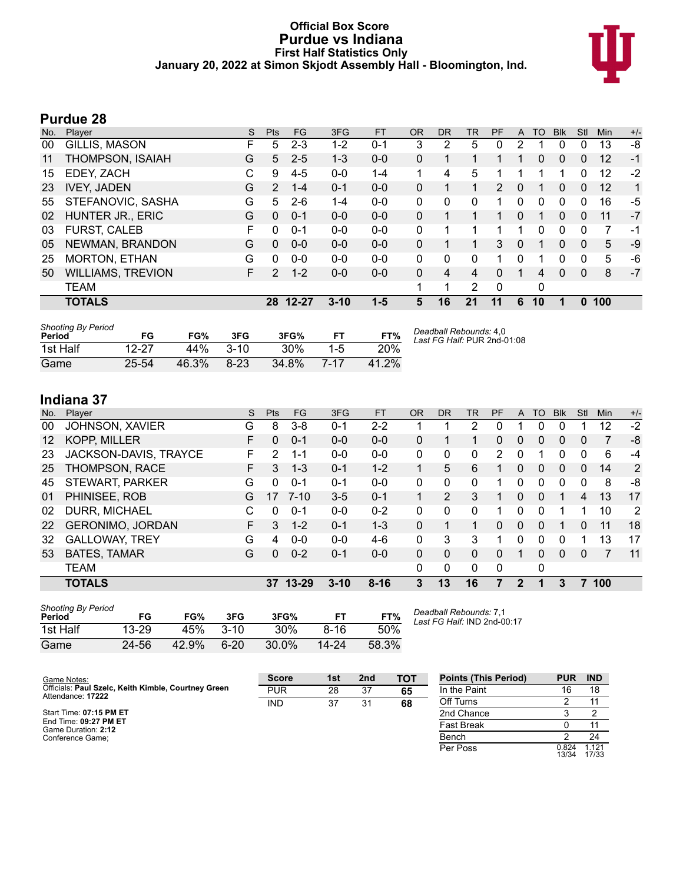# Official Box Score
## Purdue vs Indiana
### First Half Statistics Only
### January 20, 2022 at Simon Skjodt Assembly Hall - Bloomington, Ind.

## Purdue 28

| No. | Player | S | Pts | FG | 3FG | FT | OR | DR | TR | PF | A | TO | Blk | Stl | Min | +/- |
|---|---|---|---|---|---|---|---|---|---|---|---|---|---|---|---|---|
| 00 | GILLIS, MASON | F | 5 | 2-3 | 1-2 | 0-1 | 3 | 2 | 5 | 0 | 2 | 1 | 0 | 0 | 13 | -8 |
| 11 | THOMPSON, ISAIAH | G | 5 | 2-5 | 1-3 | 0-0 | 0 | 1 | 1 | 1 | 1 | 0 | 0 | 0 | 12 | -1 |
| 15 | EDEY, ZACH | C | 9 | 4-5 | 0-0 | 1-4 | 1 | 4 | 5 | 1 | 1 | 1 | 1 | 0 | 12 | -2 |
| 23 | IVEY, JADEN | G | 2 | 1-4 | 0-1 | 0-0 | 0 | 1 | 1 | 2 | 0 | 1 | 0 | 0 | 12 | 1 |
| 55 | STEFANOVIC, SASHA | G | 5 | 2-6 | 1-4 | 0-0 | 0 | 0 | 0 | 1 | 0 | 0 | 0 | 0 | 16 | -5 |
| 02 | HUNTER JR., ERIC | G | 0 | 0-1 | 0-0 | 0-0 | 0 | 1 | 1 | 1 | 0 | 1 | 0 | 0 | 11 | -7 |
| 03 | FURST, CALEB | F | 0 | 0-1 | 0-0 | 0-0 | 0 | 1 | 1 | 1 | 1 | 0 | 0 | 0 | 7 | -1 |
| 05 | NEWMAN, BRANDON | G | 0 | 0-0 | 0-0 | 0-0 | 0 | 1 | 1 | 3 | 0 | 1 | 0 | 0 | 5 | -9 |
| 25 | MORTON, ETHAN | G | 0 | 0-0 | 0-0 | 0-0 | 0 | 0 | 0 | 1 | 0 | 1 | 0 | 0 | 5 | -6 |
| 50 | WILLIAMS, TREVION | F | 2 | 1-2 | 0-0 | 0-0 | 0 | 4 | 4 | 0 | 1 | 4 | 0 | 0 | 8 | -7 |
| | TEAM | | | | | | 1 | 1 | 2 | 0 | | 0 | | | | |
| | **TOTALS** | | **28** | **12-27** | **3-10** | **1-5** | **5** | **16** | **21** | **11** | **6** | **10** | **1** | **0** | **100** | |

| Shooting By Period Period | FG | FG% | 3FG | 3FG% | FT | FT% |
|---|---|---|---|---|---|---|
| 1st Half | 12-27 | 44% | 3-10 | 30% | 1-5 | 20% |
| Game | 25-54 | 46.3% | 8-23 | 34.8% | 7-17 | 41.2% |

*Deadball Rebounds:* 4,0
*Last FG Half:* PUR 2nd-01:08

## Indiana 37

| No. | Player | S | Pts | FG | 3FG | FT | OR | DR | TR | PF | A | TO | Blk | Stl | Min | +/- |
|---|---|---|---|---|---|---|---|---|---|---|---|---|---|---|---|---|
| 00 | JOHNSON, XAVIER | G | 8 | 3-8 | 0-1 | 2-2 | 1 | 1 | 2 | 0 | 1 | 0 | 0 | 1 | 12 | -2 |
| 12 | KOPP, MILLER | F | 0 | 0-1 | 0-0 | 0-0 | 0 | 1 | 1 | 0 | 0 | 0 | 0 | 0 | 7 | -8 |
| 23 | JACKSON-DAVIS, TRAYCE | F | 2 | 1-1 | 0-0 | 0-0 | 0 | 0 | 0 | 2 | 0 | 1 | 0 | 0 | 6 | -4 |
| 25 | THOMPSON, RACE | F | 3 | 1-3 | 0-1 | 1-2 | 1 | 5 | 6 | 1 | 0 | 0 | 0 | 0 | 14 | 2 |
| 45 | STEWART, PARKER | G | 0 | 0-1 | 0-1 | 0-0 | 0 | 0 | 0 | 1 | 0 | 0 | 0 | 0 | 8 | -8 |
| 01 | PHINISEE, ROB | G | 17 | 7-10 | 3-5 | 0-1 | 1 | 2 | 3 | 1 | 0 | 0 | 1 | 4 | 13 | 17 |
| 02 | DURR, MICHAEL | C | 0 | 0-1 | 0-0 | 0-2 | 0 | 0 | 0 | 1 | 0 | 0 | 1 | 1 | 10 | 2 |
| 22 | GERONIMO, JORDAN | F | 3 | 1-2 | 0-1 | 1-3 | 0 | 1 | 1 | 0 | 0 | 0 | 1 | 0 | 11 | 18 |
| 32 | GALLOWAY, TREY | G | 4 | 0-0 | 0-0 | 4-6 | 0 | 3 | 3 | 1 | 0 | 0 | 0 | 1 | 13 | 17 |
| 53 | BATES, TAMAR | G | 0 | 0-2 | 0-1 | 0-0 | 0 | 0 | 0 | 0 | 1 | 0 | 0 | 0 | 7 | 11 |
| | TEAM | | | | | | 0 | 0 | 0 | 0 | | 0 | | | | |
| | **TOTALS** | | **37** | **13-29** | **3-10** | **8-16** | **3** | **13** | **16** | **7** | **2** | **1** | **3** | **7** | **100** | |

| Shooting By Period Period | FG | FG% | 3FG | 3FG% | FT | FT% |
|---|---|---|---|---|---|---|
| 1st Half | 13-29 | 45% | 3-10 | 30% | 8-16 | 50% |
| Game | 24-56 | 42.9% | 6-20 | 30.0% | 14-24 | 58.3% |

*Deadball Rebounds:* 7,1
*Last FG Half:* IND 2nd-00:17

Game Notes:
Officials: **Paul Szelc, Keith Kimble, Courtney Green**
Attendance: 17222

Start Time: **07:15 PM ET**
End Time: **09:27 PM ET**
Game Duration: **2:12**
Conference Game;

| Score | 1st | 2nd | TOT |
|---|---|---|---|
| PUR | 28 | 37 | **65** |
| IND | 37 | 31 | **68** |

| Points (This Period) | PUR | IND |
|---|---|---|
| In the Paint | 16 | 18 |
| Off Turns | 2 | 11 |
| 2nd Chance | 3 | 2 |
| Fast Break | 0 | 11 |
| Bench | 2 | 24 |
| Per Poss | 0.824 13/34 | 1.121 17/33 |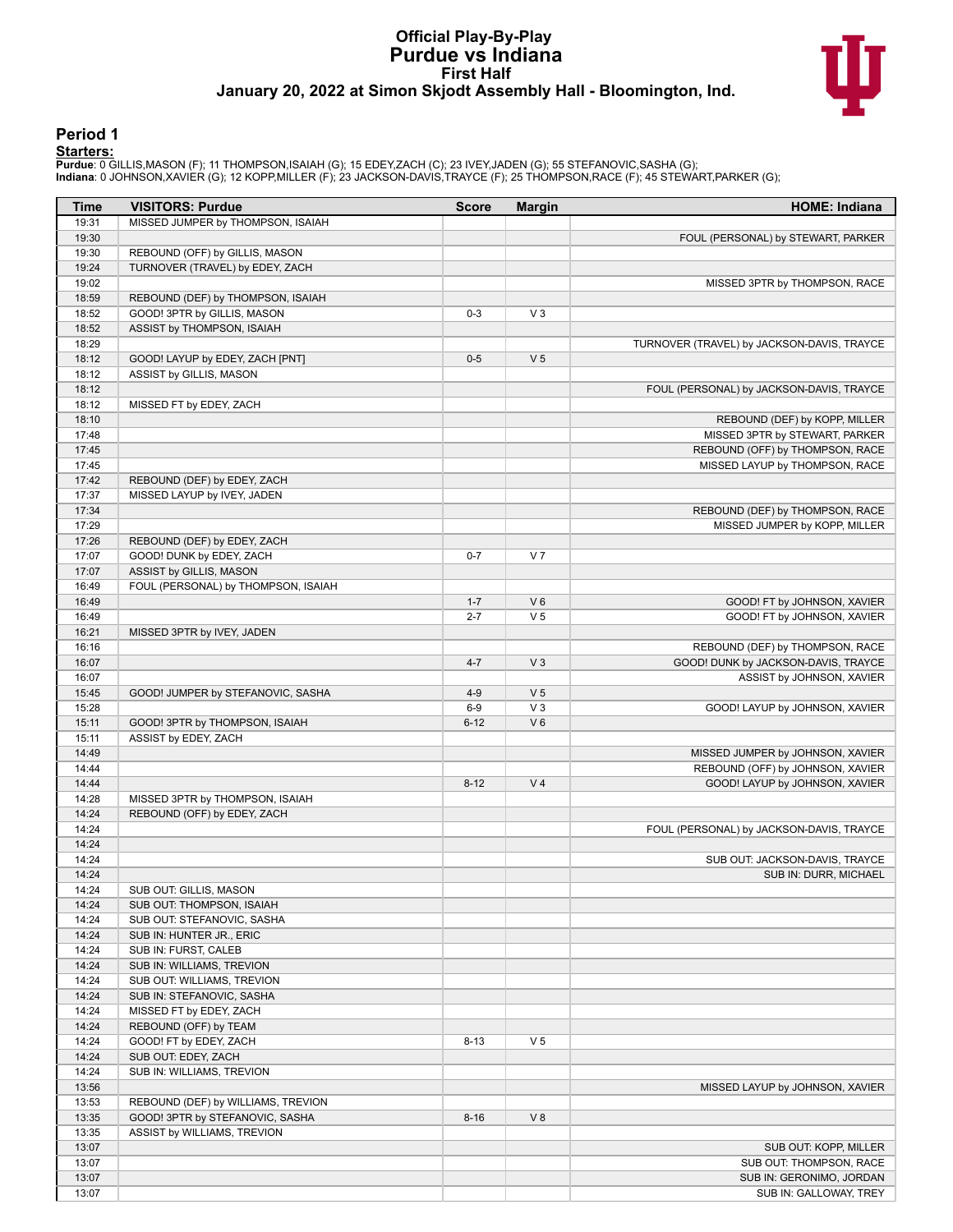# Official Play-By-Play
## Purdue vs Indiana
### First Half
### January 20, 2022 at Simon Skjodt Assembly Hall - Bloomington, Ind.

## Period 1

**Starters:**

**Purdue**: 0 GILLIS,MASON (F); 11 THOMPSON,ISAIAH (G); 15 EDEY,ZACH (C); 23 IVEY,JADEN (G); 55 STEFANOVIC,SASHA (G);
**Indiana**: 0 JOHNSON,XAVIER (G); 12 KOPP,MILLER (F); 23 JACKSON-DAVIS,TRAYCE (F); 25 THOMPSON,RACE (F); 45 STEWART,PARKER (G);

| Time | VISITORS: Purdue | Score | Margin | HOME: Indiana |
|---|---|---|---|---|
| 19:31 | MISSED JUMPER by THOMPSON, ISAIAH | | | |
| 19:30 | | | | FOUL (PERSONAL) by STEWART, PARKER |
| 19:30 | REBOUND (OFF) by GILLIS, MASON | | | |
| 19:24 | TURNOVER (TRAVEL) by EDEY, ZACH | | | |
| 19:02 | | | | MISSED 3PTR by THOMPSON, RACE |
| 18:59 | REBOUND (DEF) by THOMPSON, ISAIAH | | | |
| 18:52 | GOOD! 3PTR by GILLIS, MASON | 0-3 | V 3 | |
| 18:52 | ASSIST by THOMPSON, ISAIAH | | | |
| 18:29 | | | | TURNOVER (TRAVEL) by JACKSON-DAVIS, TRAYCE |
| 18:12 | GOOD! LAYUP by EDEY, ZACH [PNT] | 0-5 | V 5 | |
| 18:12 | ASSIST by GILLIS, MASON | | | |
| 18:12 | | | | FOUL (PERSONAL) by JACKSON-DAVIS, TRAYCE |
| 18:12 | MISSED FT by EDEY, ZACH | | | |
| 18:10 | | | | REBOUND (DEF) by KOPP, MILLER |
| 17:48 | | | | MISSED 3PTR by STEWART, PARKER |
| 17:45 | | | | REBOUND (OFF) by THOMPSON, RACE |
| 17:45 | | | | MISSED LAYUP by THOMPSON, RACE |
| 17:42 | REBOUND (DEF) by EDEY, ZACH | | | |
| 17:37 | MISSED LAYUP by IVEY, JADEN | | | |
| 17:34 | | | | REBOUND (DEF) by THOMPSON, RACE |
| 17:29 | | | | MISSED JUMPER by KOPP, MILLER |
| 17:26 | REBOUND (DEF) by EDEY, ZACH | | | |
| 17:07 | GOOD! DUNK by EDEY, ZACH | 0-7 | V 7 | |
| 17:07 | ASSIST by GILLIS, MASON | | | |
| 16:49 | FOUL (PERSONAL) by THOMPSON, ISAIAH | | | |
| 16:49 | | 1-7 | V 6 | GOOD! FT by JOHNSON, XAVIER |
| 16:49 | | 2-7 | V 5 | GOOD! FT by JOHNSON, XAVIER |
| 16:21 | MISSED 3PTR by IVEY, JADEN | | | |
| 16:16 | | | | REBOUND (DEF) by THOMPSON, RACE |
| 16:07 | | 4-7 | V 3 | GOOD! DUNK by JACKSON-DAVIS, TRAYCE |
| 16:07 | | | | ASSIST by JOHNSON, XAVIER |
| 15:45 | GOOD! JUMPER by STEFANOVIC, SASHA | 4-9 | V 5 | |
| 15:28 | | 6-9 | V 3 | GOOD! LAYUP by JOHNSON, XAVIER |
| 15:11 | GOOD! 3PTR by THOMPSON, ISAIAH | 6-12 | V 6 | |
| 15:11 | ASSIST by EDEY, ZACH | | | |
| 14:49 | | | | MISSED JUMPER by JOHNSON, XAVIER |
| 14:44 | | | | REBOUND (OFF) by JOHNSON, XAVIER |
| 14:44 | | 8-12 | V 4 | GOOD! LAYUP by JOHNSON, XAVIER |
| 14:28 | MISSED 3PTR by THOMPSON, ISAIAH | | | |
| 14:24 | REBOUND (OFF) by EDEY, ZACH | | | |
| 14:24 | | | | FOUL (PERSONAL) by JACKSON-DAVIS, TRAYCE |
| 14:24 | | | | |
| 14:24 | | | | SUB OUT: JACKSON-DAVIS, TRAYCE |
| 14:24 | | | | SUB IN: DURR, MICHAEL |
| 14:24 | SUB OUT: GILLIS, MASON | | | |
| 14:24 | SUB OUT: THOMPSON, ISAIAH | | | |
| 14:24 | SUB OUT: STEFANOVIC, SASHA | | | |
| 14:24 | SUB IN: HUNTER JR., ERIC | | | |
| 14:24 | SUB IN: FURST, CALEB | | | |
| 14:24 | SUB IN: WILLIAMS, TREVION | | | |
| 14:24 | SUB OUT: WILLIAMS, TREVION | | | |
| 14:24 | SUB IN: STEFANOVIC, SASHA | | | |
| 14:24 | MISSED FT by EDEY, ZACH | | | |
| 14:24 | REBOUND (OFF) by TEAM | | | |
| 14:24 | GOOD! FT by EDEY, ZACH | 8-13 | V 5 | |
| 14:24 | SUB OUT: EDEY, ZACH | | | |
| 14:24 | SUB IN: WILLIAMS, TREVION | | | |
| 13:56 | | | | MISSED LAYUP by JOHNSON, XAVIER |
| 13:53 | REBOUND (DEF) by WILLIAMS, TREVION | | | |
| 13:35 | GOOD! 3PTR by STEFANOVIC, SASHA | 8-16 | V 8 | |
| 13:35 | ASSIST by WILLIAMS, TREVION | | | |
| 13:07 | | | | SUB OUT: KOPP, MILLER |
| 13:07 | | | | SUB OUT: THOMPSON, RACE |
| 13:07 | | | | SUB IN: GERONIMO, JORDAN |
| 13:07 | | | | SUB IN: GALLOWAY, TREY |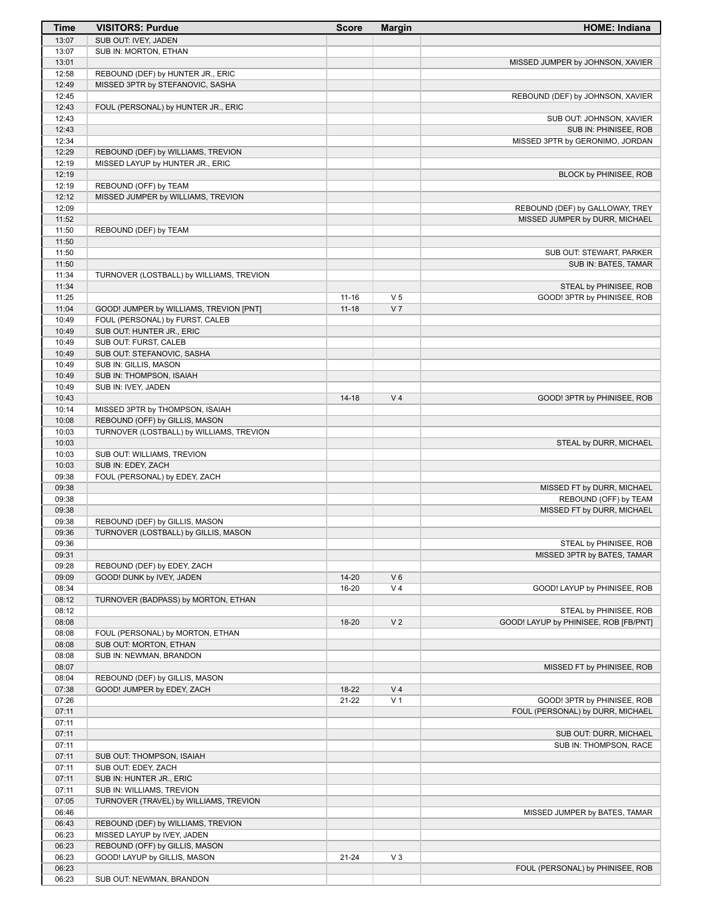| Time | VISITORS: Purdue | Score | Margin | HOME: Indiana |
|---|---|---|---|---|
| 13:07 | SUB OUT: IVEY, JADEN | | | |
| 13:07 | SUB IN: MORTON, ETHAN | | | |
| 13:01 | | | | MISSED JUMPER by JOHNSON, XAVIER |
| 12:58 | REBOUND (DEF) by HUNTER JR., ERIC | | | |
| 12:49 | MISSED 3PTR by STEFANOVIC, SASHA | | | |
| 12:45 | | | | REBOUND (DEF) by JOHNSON, XAVIER |
| 12:43 | FOUL (PERSONAL) by HUNTER JR., ERIC | | | |
| 12:43 | | | | SUB OUT: JOHNSON, XAVIER |
| 12:43 | | | | SUB IN: PHINISEE, ROB |
| 12:34 | | | | MISSED 3PTR by GERONIMO, JORDAN |
| 12:29 | REBOUND (DEF) by WILLIAMS, TREVION | | | |
| 12:19 | MISSED LAYUP by HUNTER JR., ERIC | | | |
| 12:19 | | | | BLOCK by PHINISEE, ROB |
| 12:19 | REBOUND (OFF) by TEAM | | | |
| 12:12 | MISSED JUMPER by WILLIAMS, TREVION | | | |
| 12:09 | | | | REBOUND (DEF) by GALLOWAY, TREY |
| 11:52 | | | | MISSED JUMPER by DURR, MICHAEL |
| 11:50 | REBOUND (DEF) by TEAM | | | |
| 11:50 | | | | |
| 11:50 | | | | SUB OUT: STEWART, PARKER |
| 11:50 | | | | SUB IN: BATES, TAMAR |
| 11:34 | TURNOVER (LOSTBALL) by WILLIAMS, TREVION | | | |
| 11:34 | | | | STEAL by PHINISEE, ROB |
| 11:25 | | 11-16 | V 5 | GOOD! 3PTR by PHINISEE, ROB |
| 11:04 | GOOD! JUMPER by WILLIAMS, TREVION [PNT] | 11-18 | V 7 | |
| 10:49 | FOUL (PERSONAL) by FURST, CALEB | | | |
| 10:49 | SUB OUT: HUNTER JR., ERIC | | | |
| 10:49 | SUB OUT: FURST, CALEB | | | |
| 10:49 | SUB OUT: STEFANOVIC, SASHA | | | |
| 10:49 | SUB IN: GILLIS, MASON | | | |
| 10:49 | SUB IN: THOMPSON, ISAIAH | | | |
| 10:49 | SUB IN: IVEY, JADEN | | | |
| 10:43 | | 14-18 | V 4 | GOOD! 3PTR by PHINISEE, ROB |
| 10:14 | MISSED 3PTR by THOMPSON, ISAIAH | | | |
| 10:08 | REBOUND (OFF) by GILLIS, MASON | | | |
| 10:03 | TURNOVER (LOSTBALL) by WILLIAMS, TREVION | | | |
| 10:03 | | | | STEAL by DURR, MICHAEL |
| 10:03 | SUB OUT: WILLIAMS, TREVION | | | |
| 10:03 | SUB IN: EDEY, ZACH | | | |
| 09:38 | FOUL (PERSONAL) by EDEY, ZACH | | | |
| 09:38 | | | | MISSED FT by DURR, MICHAEL |
| 09:38 | | | | REBOUND (OFF) by TEAM |
| 09:38 | | | | MISSED FT by DURR, MICHAEL |
| 09:38 | REBOUND (DEF) by GILLIS, MASON | | | |
| 09:36 | TURNOVER (LOSTBALL) by GILLIS, MASON | | | |
| 09:36 | | | | STEAL by PHINISEE, ROB |
| 09:31 | | | | MISSED 3PTR by BATES, TAMAR |
| 09:28 | REBOUND (DEF) by EDEY, ZACH | | | |
| 09:09 | GOOD! DUNK by IVEY, JADEN | 14-20 | V 6 | |
| 08:34 | | 16-20 | V 4 | GOOD! LAYUP by PHINISEE, ROB |
| 08:12 | TURNOVER (BADPASS) by MORTON, ETHAN | | | |
| 08:12 | | | | STEAL by PHINISEE, ROB |
| 08:08 | | 18-20 | V 2 | GOOD! LAYUP by PHINISEE, ROB [FB/PNT] |
| 08:08 | FOUL (PERSONAL) by MORTON, ETHAN | | | |
| 08:08 | SUB OUT: MORTON, ETHAN | | | |
| 08:08 | SUB IN: NEWMAN, BRANDON | | | |
| 08:07 | | | | MISSED FT by PHINISEE, ROB |
| 08:04 | REBOUND (DEF) by GILLIS, MASON | | | |
| 07:38 | GOOD! JUMPER by EDEY, ZACH | 18-22 | V 4 | |
| 07:26 | | 21-22 | V 1 | GOOD! 3PTR by PHINISEE, ROB |
| 07:11 | | | | FOUL (PERSONAL) by DURR, MICHAEL |
| 07:11 | | | | |
| 07:11 | | | | SUB OUT: DURR, MICHAEL |
| 07:11 | | | | SUB IN: THOMPSON, RACE |
| 07:11 | SUB OUT: THOMPSON, ISAIAH | | | |
| 07:11 | SUB OUT: EDEY, ZACH | | | |
| 07:11 | SUB IN: HUNTER JR., ERIC | | | |
| 07:11 | SUB IN: WILLIAMS, TREVION | | | |
| 07:05 | TURNOVER (TRAVEL) by WILLIAMS, TREVION | | | |
| 06:46 | | | | MISSED JUMPER by BATES, TAMAR |
| 06:43 | REBOUND (DEF) by WILLIAMS, TREVION | | | |
| 06:23 | MISSED LAYUP by IVEY, JADEN | | | |
| 06:23 | REBOUND (OFF) by GILLIS, MASON | | | |
| 06:23 | GOOD! LAYUP by GILLIS, MASON | 21-24 | V 3 | |
| 06:23 | | | | FOUL (PERSONAL) by PHINISEE, ROB |
| 06:23 | SUB OUT: NEWMAN, BRANDON | | | |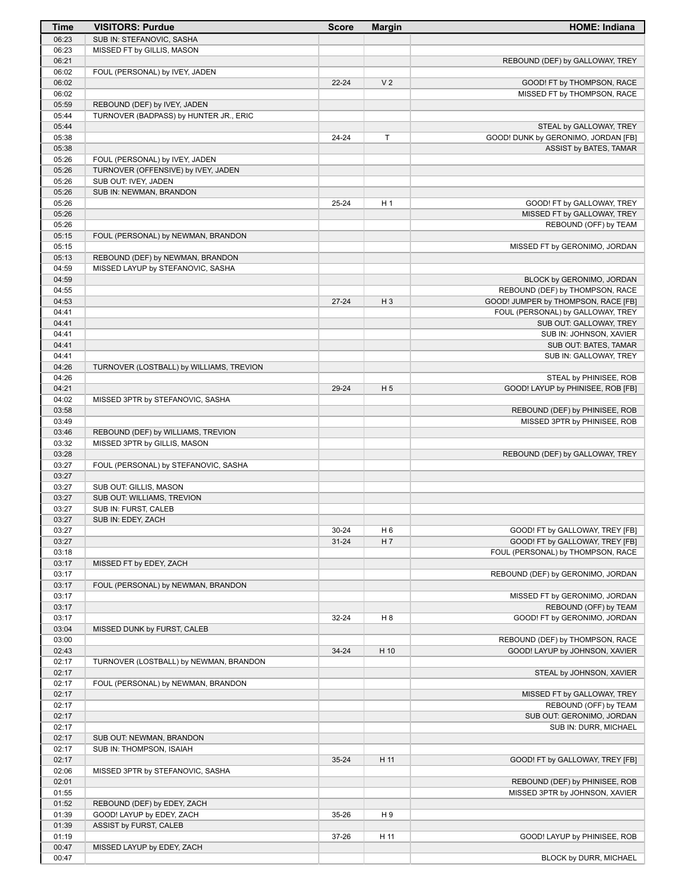| Time | VISITORS: Purdue | Score | Margin | HOME: Indiana |
| --- | --- | --- | --- | --- |
| 06:23 | SUB IN: STEFANOVIC, SASHA | | | |
| 06:23 | MISSED FT by GILLIS, MASON | | | |
| 06:21 | | | | REBOUND (DEF) by GALLOWAY, TREY |
| 06:02 | FOUL (PERSONAL) by IVEY, JADEN | | | |
| 06:02 | | 22-24 | V 2 | GOOD! FT by THOMPSON, RACE |
| 06:02 | | | | MISSED FT by THOMPSON, RACE |
| 05:59 | REBOUND (DEF) by IVEY, JADEN | | | |
| 05:44 | TURNOVER (BADPASS) by HUNTER JR., ERIC | | | |
| 05:44 | | | | STEAL by GALLOWAY, TREY |
| 05:38 | | 24-24 | T | GOOD! DUNK by GERONIMO, JORDAN [FB] |
| 05:38 | | | | ASSIST by BATES, TAMAR |
| 05:26 | FOUL (PERSONAL) by IVEY, JADEN | | | |
| 05:26 | TURNOVER (OFFENSIVE) by IVEY, JADEN | | | |
| 05:26 | SUB OUT: IVEY, JADEN | | | |
| 05:26 | SUB IN: NEWMAN, BRANDON | | | |
| 05:26 | | 25-24 | H 1 | GOOD! FT by GALLOWAY, TREY |
| 05:26 | | | | MISSED FT by GALLOWAY, TREY |
| 05:26 | | | | REBOUND (OFF) by TEAM |
| 05:15 | FOUL (PERSONAL) by NEWMAN, BRANDON | | | |
| 05:15 | | | | MISSED FT by GERONIMO, JORDAN |
| 05:13 | REBOUND (DEF) by NEWMAN, BRANDON | | | |
| 04:59 | MISSED LAYUP by STEFANOVIC, SASHA | | | |
| 04:59 | | | | BLOCK by GERONIMO, JORDAN |
| 04:55 | | | | REBOUND (DEF) by THOMPSON, RACE |
| 04:53 | | 27-24 | H 3 | GOOD! JUMPER by THOMPSON, RACE [FB] |
| 04:41 | | | | FOUL (PERSONAL) by GALLOWAY, TREY |
| 04:41 | | | | SUB OUT: GALLOWAY, TREY |
| 04:41 | | | | SUB IN: JOHNSON, XAVIER |
| 04:41 | | | | SUB OUT: BATES, TAMAR |
| 04:41 | | | | SUB IN: GALLOWAY, TREY |
| 04:26 | TURNOVER (LOSTBALL) by WILLIAMS, TREVION | | | |
| 04:26 | | | | STEAL by PHINISEE, ROB |
| 04:21 | | 29-24 | H 5 | GOOD! LAYUP by PHINISEE, ROB [FB] |
| 04:02 | MISSED 3PTR by STEFANOVIC, SASHA | | | |
| 03:58 | | | | REBOUND (DEF) by PHINISEE, ROB |
| 03:49 | | | | MISSED 3PTR by PHINISEE, ROB |
| 03:46 | REBOUND (DEF) by WILLIAMS, TREVION | | | |
| 03:32 | MISSED 3PTR by GILLIS, MASON | | | |
| 03:28 | | | | REBOUND (DEF) by GALLOWAY, TREY |
| 03:27 | FOUL (PERSONAL) by STEFANOVIC, SASHA | | | |
| 03:27 | | | | |
| 03:27 | SUB OUT: GILLIS, MASON | | | |
| 03:27 | SUB OUT: WILLIAMS, TREVION | | | |
| 03:27 | SUB IN: FURST, CALEB | | | |
| 03:27 | SUB IN: EDEY, ZACH | | | |
| 03:27 | | 30-24 | H 6 | GOOD! FT by GALLOWAY, TREY [FB] |
| 03:27 | | 31-24 | H 7 | GOOD! FT by GALLOWAY, TREY [FB] |
| 03:18 | | | | FOUL (PERSONAL) by THOMPSON, RACE |
| 03:17 | MISSED FT by EDEY, ZACH | | | |
| 03:17 | | | | REBOUND (DEF) by GERONIMO, JORDAN |
| 03:17 | FOUL (PERSONAL) by NEWMAN, BRANDON | | | |
| 03:17 | | | | MISSED FT by GERONIMO, JORDAN |
| 03:17 | | | | REBOUND (OFF) by TEAM |
| 03:17 | | 32-24 | H 8 | GOOD! FT by GERONIMO, JORDAN |
| 03:04 | MISSED DUNK by FURST, CALEB | | | |
| 03:00 | | | | REBOUND (DEF) by THOMPSON, RACE |
| 02:43 | | 34-24 | H 10 | GOOD! LAYUP by JOHNSON, XAVIER |
| 02:17 | TURNOVER (LOSTBALL) by NEWMAN, BRANDON | | | |
| 02:17 | | | | STEAL by JOHNSON, XAVIER |
| 02:17 | FOUL (PERSONAL) by NEWMAN, BRANDON | | | |
| 02:17 | | | | MISSED FT by GALLOWAY, TREY |
| 02:17 | | | | REBOUND (OFF) by TEAM |
| 02:17 | | | | SUB OUT: GERONIMO, JORDAN |
| 02:17 | | | | SUB IN: DURR, MICHAEL |
| 02:17 | SUB OUT: NEWMAN, BRANDON | | | |
| 02:17 | SUB IN: THOMPSON, ISAIAH | | | |
| 02:17 | | 35-24 | H 11 | GOOD! FT by GALLOWAY, TREY [FB] |
| 02:06 | MISSED 3PTR by STEFANOVIC, SASHA | | | |
| 02:01 | | | | REBOUND (DEF) by PHINISEE, ROB |
| 01:55 | | | | MISSED 3PTR by JOHNSON, XAVIER |
| 01:52 | REBOUND (DEF) by EDEY, ZACH | | | |
| 01:39 | GOOD! LAYUP by EDEY, ZACH | 35-26 | H 9 | |
| 01:39 | ASSIST by FURST, CALEB | | | |
| 01:19 | | 37-26 | H 11 | GOOD! LAYUP by PHINISEE, ROB |
| 00:47 | MISSED LAYUP by EDEY, ZACH | | | |
| 00:47 | | | | BLOCK by DURR, MICHAEL |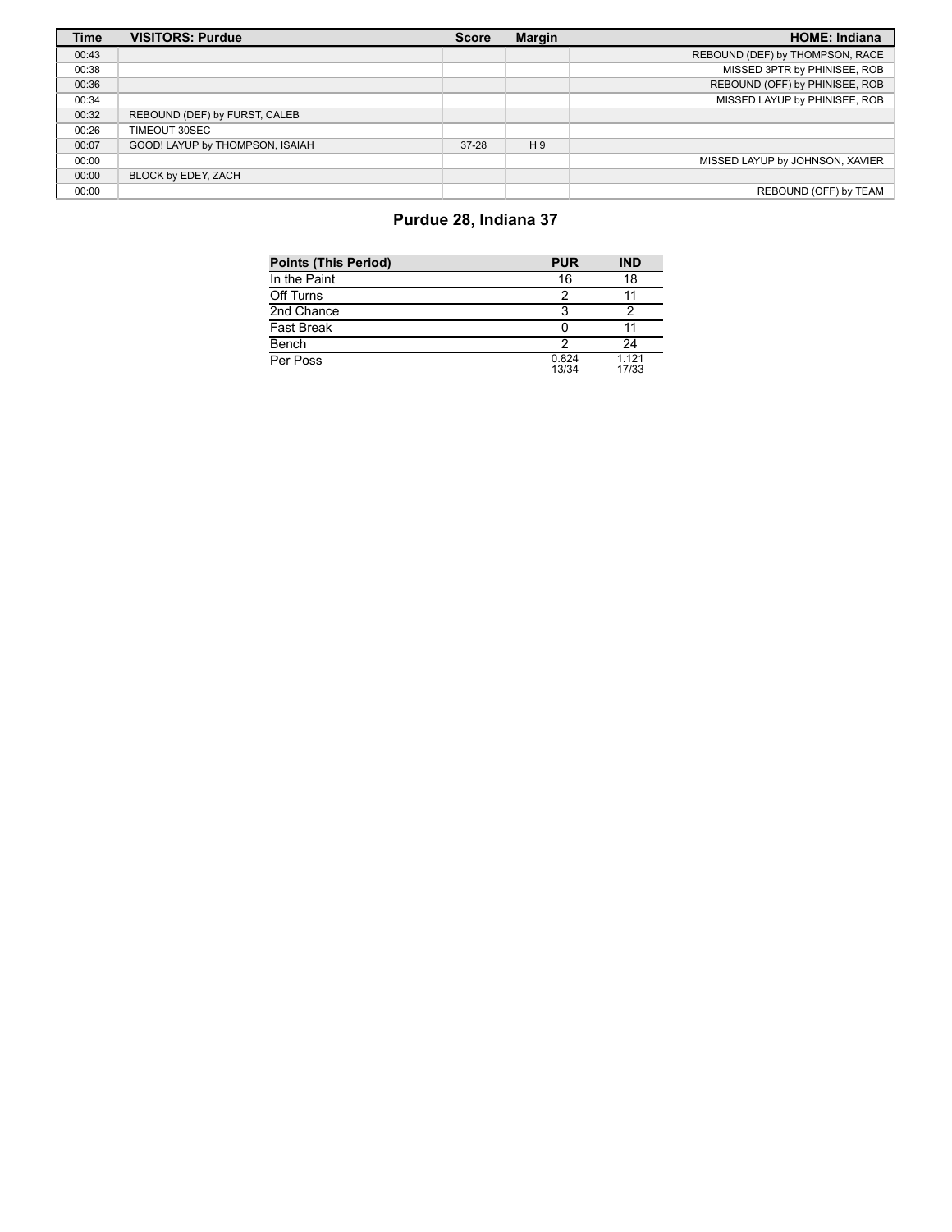| Time | VISITORS: Purdue | Score | Margin | HOME: Indiana |
| --- | --- | --- | --- | --- |
| 00:43 | | | | REBOUND (DEF) by THOMPSON, RACE |
| 00:38 | | | | MISSED 3PTR by PHINISEE, ROB |
| 00:36 | | | | REBOUND (OFF) by PHINISEE, ROB |
| 00:34 | | | | MISSED LAYUP by PHINISEE, ROB |
| 00:32 | REBOUND (DEF) by FURST, CALEB | | | |
| 00:26 | TIMEOUT 30SEC | | | |
| 00:07 | GOOD! LAYUP by THOMPSON, ISAIAH | 37-28 | H 9 | |
| 00:00 | | | | MISSED LAYUP by JOHNSON, XAVIER |
| 00:00 | BLOCK by EDEY, ZACH | | | |
| 00:00 | | | | REBOUND (OFF) by TEAM |

## Purdue 28, Indiana 37

| Points (This Period) | PUR | IND |
| --- | --- | --- |
| In the Paint | 16 | 18 |
| Off Turns | 2 | 11 |
| 2nd Chance | 3 | 2 |
| Fast Break | 0 | 11 |
| Bench | 2 | 24 |
| Per Poss | 0.824 13/34 | 1.121 17/33 |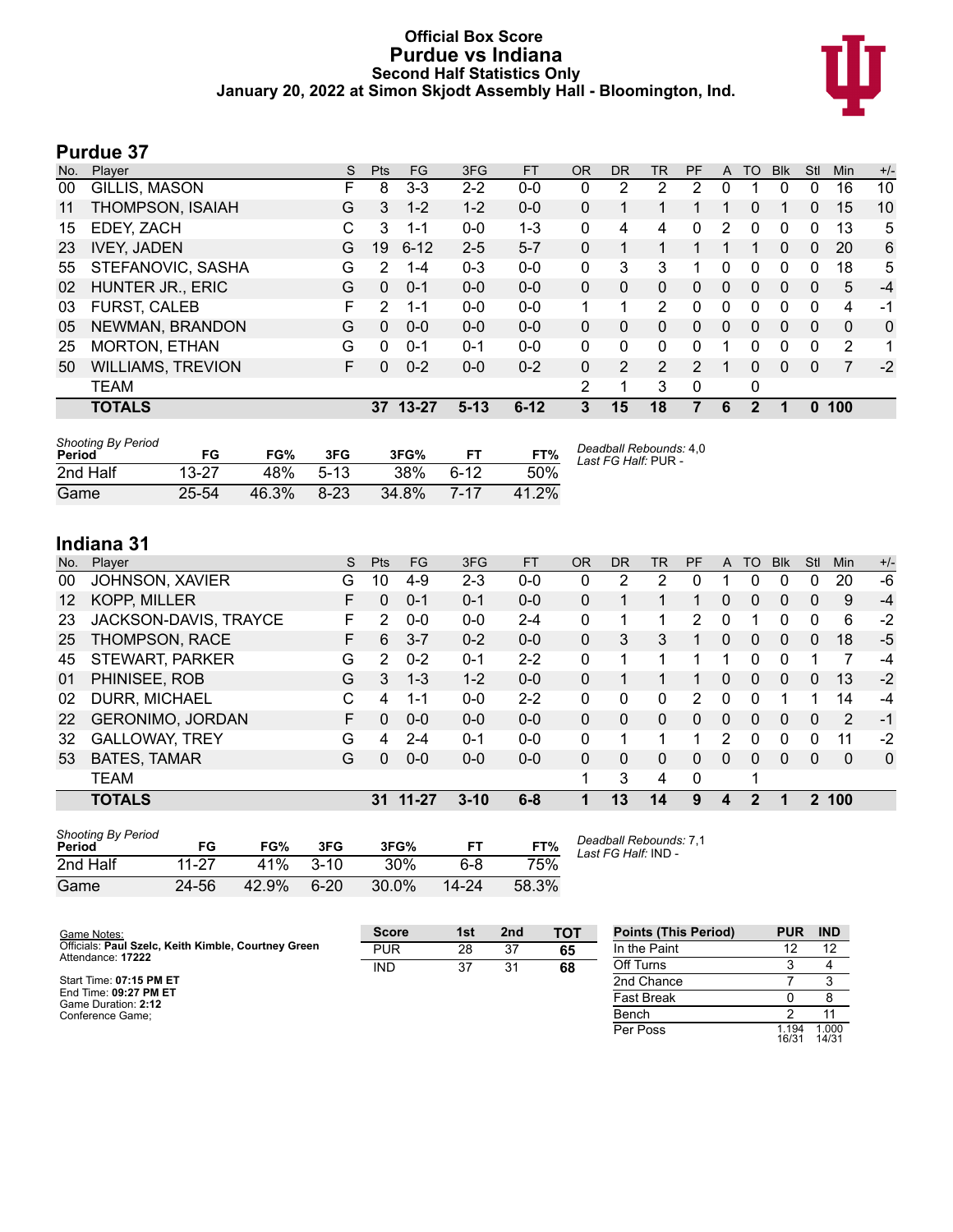# Official Box Score
## Purdue vs Indiana
### Second Half Statistics Only
### January 20, 2022 at Simon Skjodt Assembly Hall - Bloomington, Ind.

## Purdue 37

| No. | Player | S | Pts | FG | 3FG | FT | OR | DR | TR | PF | A | TO | Blk | Stl | Min | +/- |
|---|---|---|---|---|---|---|---|---|---|---|---|---|---|---|---|---|
| 00 | GILLIS, MASON | F | 8 | 3-3 | 2-2 | 0-0 | 0 | 2 | 2 | 2 | 0 | 1 | 0 | 0 | 16 | 10 |
| 11 | THOMPSON, ISAIAH | G | 3 | 1-2 | 1-2 | 0-0 | 0 | 1 | 1 | 1 | 1 | 0 | 1 | 0 | 15 | 10 |
| 15 | EDEY, ZACH | C | 3 | 1-1 | 0-0 | 1-3 | 0 | 4 | 4 | 0 | 2 | 0 | 0 | 0 | 13 | 5 |
| 23 | IVEY, JADEN | G | 19 | 6-12 | 2-5 | 5-7 | 0 | 1 | 1 | 1 | 1 | 1 | 0 | 0 | 20 | 6 |
| 55 | STEFANOVIC, SASHA | G | 2 | 1-4 | 0-3 | 0-0 | 0 | 3 | 3 | 1 | 0 | 0 | 0 | 0 | 18 | 5 |
| 02 | HUNTER JR., ERIC | G | 0 | 0-1 | 0-0 | 0-0 | 0 | 0 | 0 | 0 | 0 | 0 | 0 | 0 | 5 | -4 |
| 03 | FURST, CALEB | F | 2 | 1-1 | 0-0 | 0-0 | 1 | 1 | 2 | 0 | 0 | 0 | 0 | 0 | 4 | -1 |
| 05 | NEWMAN, BRANDON | G | 0 | 0-0 | 0-0 | 0-0 | 0 | 0 | 0 | 0 | 0 | 0 | 0 | 0 | 0 | 0 |
| 25 | MORTON, ETHAN | G | 0 | 0-1 | 0-1 | 0-0 | 0 | 0 | 0 | 0 | 1 | 0 | 0 | 0 | 2 | 1 |
| 50 | WILLIAMS, TREVION | F | 0 | 0-2 | 0-0 | 0-2 | 0 | 2 | 2 | 2 | 1 | 0 | 0 | 0 | 7 | -2 |
| | TEAM | | | | | | 2 | 1 | 3 | 0 | | 0 | | | | |
| | **TOTALS** | | **37** | **13-27** | **5-13** | **6-12** | **3** | **15** | **18** | **7** | **6** | **2** | **1** | **0** | **100** | |

| Shooting By Period Period | FG | FG% | 3FG | 3FG% | FT | FT% |
|---|---|---|---|---|---|---|
| 2nd Half | 13-27 | 48% | 5-13 | 38% | 6-12 | 50% |
| Game | 25-54 | 46.3% | 8-23 | 34.8% | 7-17 | 41.2% |

*Deadball Rebounds:* 4,0
*Last FG Half:* PUR -

## Indiana 31

| No. | Player | S | Pts | FG | 3FG | FT | OR | DR | TR | PF | A | TO | Blk | Stl | Min | +/- |
|---|---|---|---|---|---|---|---|---|---|---|---|---|---|---|---|---|
| 00 | JOHNSON, XAVIER | G | 10 | 4-9 | 2-3 | 0-0 | 0 | 2 | 2 | 0 | 1 | 0 | 0 | 0 | 20 | -6 |
| 12 | KOPP, MILLER | F | 0 | 0-1 | 0-1 | 0-0 | 0 | 1 | 1 | 1 | 0 | 0 | 0 | 0 | 9 | -4 |
| 23 | JACKSON-DAVIS, TRAYCE | F | 2 | 0-0 | 0-0 | 2-4 | 0 | 1 | 1 | 2 | 0 | 1 | 0 | 0 | 6 | -2 |
| 25 | THOMPSON, RACE | F | 6 | 3-7 | 0-2 | 0-0 | 0 | 3 | 3 | 1 | 0 | 0 | 0 | 0 | 18 | -5 |
| 45 | STEWART, PARKER | G | 2 | 0-2 | 0-1 | 2-2 | 0 | 1 | 1 | 1 | 1 | 0 | 0 | 1 | 7 | -4 |
| 01 | PHINISEE, ROB | G | 3 | 1-3 | 1-2 | 0-0 | 0 | 1 | 1 | 1 | 0 | 0 | 0 | 0 | 13 | -2 |
| 02 | DURR, MICHAEL | C | 4 | 1-1 | 0-0 | 2-2 | 0 | 0 | 0 | 2 | 0 | 0 | 1 | 1 | 14 | -4 |
| 22 | GERONIMO, JORDAN | F | 0 | 0-0 | 0-0 | 0-0 | 0 | 0 | 0 | 0 | 0 | 0 | 0 | 0 | 2 | -1 |
| 32 | GALLOWAY, TREY | G | 4 | 2-4 | 0-1 | 0-0 | 0 | 1 | 1 | 1 | 2 | 0 | 0 | 0 | 11 | -2 |
| 53 | BATES, TAMAR | G | 0 | 0-0 | 0-0 | 0-0 | 0 | 0 | 0 | 0 | 0 | 0 | 0 | 0 | 0 | 0 |
| | TEAM | | | | | | 1 | 3 | 4 | 0 | | 1 | | | | |
| | **TOTALS** | | **31** | **11-27** | **3-10** | **6-8** | **1** | **13** | **14** | **9** | **4** | **2** | **1** | **2** | **100** | |

| Shooting By Period Period | FG | FG% | 3FG | 3FG% | FT | FT% |
|---|---|---|---|---|---|---|
| 2nd Half | 11-27 | 41% | 3-10 | 30% | 6-8 | 75% |
| Game | 24-56 | 42.9% | 6-20 | 30.0% | 14-24 | 58.3% |

*Deadball Rebounds:* 7,1
*Last FG Half:* IND -

Game Notes:
Officials: **Paul Szelc, Keith Kimble, Courtney Green**
Attendance: **17222**

Start Time: **07:15 PM ET**
End Time: **09:27 PM ET**
Game Duration: **2:12**
Conference Game;

| Score | 1st | 2nd | TOT |
|---|---|---|---|
| PUR | 28 | 37 | **65** |
| IND | 37 | 31 | **68** |

| Points (This Period) | PUR | IND |
|---|---|---|
| In the Paint | 12 | 12 |
| Off Turns | 3 | 4 |
| 2nd Chance | 7 | 3 |
| Fast Break | 0 | 8 |
| Bench | 2 | 11 |
| Per Poss | 1.194 16/31 | 1.000 14/31 |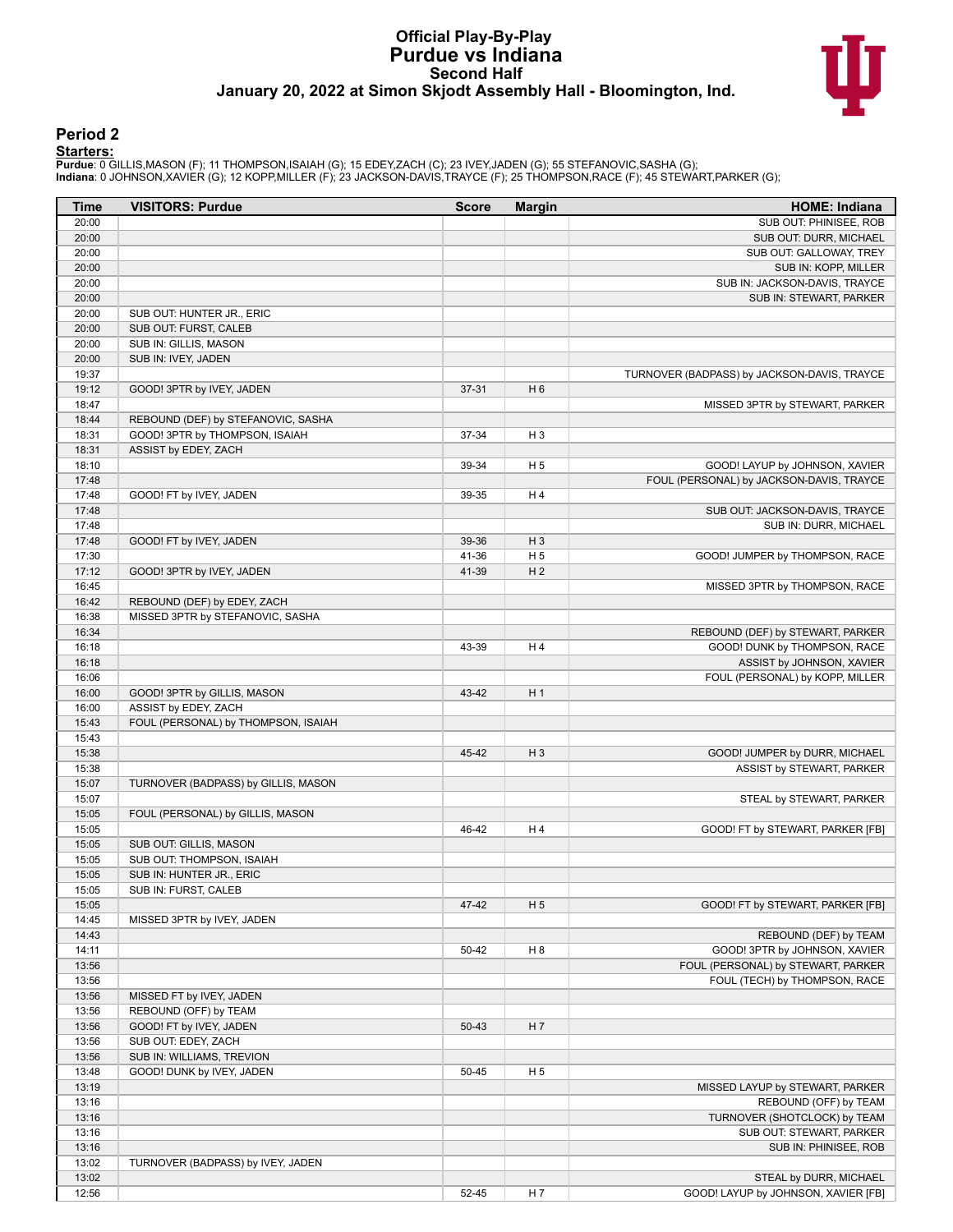# Official Play-By-Play
# Purdue vs Indiana
## Second Half
### January 20, 2022 at Simon Skjodt Assembly Hall - Bloomington, Ind.

## Period 2

**Starters:**

**Purdue**: 0 GILLIS,MASON (F); 11 THOMPSON,ISAIAH (G); 15 EDEY,ZACH (C); 23 IVEY,JADEN (G); 55 STEFANOVIC,SASHA (G);
**Indiana**: 0 JOHNSON,XAVIER (G); 12 KOPP,MILLER (F); 23 JACKSON-DAVIS,TRAYCE (F); 25 THOMPSON,RACE (F); 45 STEWART,PARKER (G);

| Time | VISITORS: Purdue | Score | Margin | HOME: Indiana |
|---|---|---|---|---|
| 20:00 | | | | SUB OUT: PHINISEE, ROB |
| 20:00 | | | | SUB OUT: DURR, MICHAEL |
| 20:00 | | | | SUB OUT: GALLOWAY, TREY |
| 20:00 | | | | SUB IN: KOPP, MILLER |
| 20:00 | | | | SUB IN: JACKSON-DAVIS, TRAYCE |
| 20:00 | | | | SUB IN: STEWART, PARKER |
| 20:00 | SUB OUT: HUNTER JR., ERIC | | | |
| 20:00 | SUB OUT: FURST, CALEB | | | |
| 20:00 | SUB IN: GILLIS, MASON | | | |
| 20:00 | SUB IN: IVEY, JADEN | | | |
| 19:37 | | | | TURNOVER (BADPASS) by JACKSON-DAVIS, TRAYCE |
| 19:12 | GOOD! 3PTR by IVEY, JADEN | 37-31 | H 6 | |
| 18:47 | | | | MISSED 3PTR by STEWART, PARKER |
| 18:44 | REBOUND (DEF) by STEFANOVIC, SASHA | | | |
| 18:31 | GOOD! 3PTR by THOMPSON, ISAIAH | 37-34 | H 3 | |
| 18:31 | ASSIST by EDEY, ZACH | | | |
| 18:10 | | 39-34 | H 5 | GOOD! LAYUP by JOHNSON, XAVIER |
| 17:48 | | | | FOUL (PERSONAL) by JACKSON-DAVIS, TRAYCE |
| 17:48 | GOOD! FT by IVEY, JADEN | 39-35 | H 4 | |
| 17:48 | | | | SUB OUT: JACKSON-DAVIS, TRAYCE |
| 17:48 | | | | SUB IN: DURR, MICHAEL |
| 17:48 | GOOD! FT by IVEY, JADEN | 39-36 | H 3 | |
| 17:30 | | 41-36 | H 5 | GOOD! JUMPER by THOMPSON, RACE |
| 17:12 | GOOD! 3PTR by IVEY, JADEN | 41-39 | H 2 | |
| 16:45 | | | | MISSED 3PTR by THOMPSON, RACE |
| 16:42 | REBOUND (DEF) by EDEY, ZACH | | | |
| 16:38 | MISSED 3PTR by STEFANOVIC, SASHA | | | |
| 16:34 | | | | REBOUND (DEF) by STEWART, PARKER |
| 16:18 | | 43-39 | H 4 | GOOD! DUNK by THOMPSON, RACE |
| 16:18 | | | | ASSIST by JOHNSON, XAVIER |
| 16:06 | | | | FOUL (PERSONAL) by KOPP, MILLER |
| 16:00 | GOOD! 3PTR by GILLIS, MASON | 43-42 | H 1 | |
| 16:00 | ASSIST by EDEY, ZACH | | | |
| 15:43 | FOUL (PERSONAL) by THOMPSON, ISAIAH | | | |
| 15:43 | | | | |
| 15:38 | | 45-42 | H 3 | GOOD! JUMPER by DURR, MICHAEL |
| 15:38 | | | | ASSIST by STEWART, PARKER |
| 15:07 | TURNOVER (BADPASS) by GILLIS, MASON | | | |
| 15:07 | | | | STEAL by STEWART, PARKER |
| 15:05 | FOUL (PERSONAL) by GILLIS, MASON | | | |
| 15:05 | | 46-42 | H 4 | GOOD! FT by STEWART, PARKER [FB] |
| 15:05 | SUB OUT: GILLIS, MASON | | | |
| 15:05 | SUB OUT: THOMPSON, ISAIAH | | | |
| 15:05 | SUB IN: HUNTER JR., ERIC | | | |
| 15:05 | SUB IN: FURST, CALEB | | | |
| 15:05 | | 47-42 | H 5 | GOOD! FT by STEWART, PARKER [FB] |
| 14:45 | MISSED 3PTR by IVEY, JADEN | | | |
| 14:43 | | | | REBOUND (DEF) by TEAM |
| 14:11 | | 50-42 | H 8 | GOOD! 3PTR by JOHNSON, XAVIER |
| 13:56 | | | | FOUL (PERSONAL) by STEWART, PARKER |
| 13:56 | | | | FOUL (TECH) by THOMPSON, RACE |
| 13:56 | MISSED FT by IVEY, JADEN | | | |
| 13:56 | REBOUND (OFF) by TEAM | | | |
| 13:56 | GOOD! FT by IVEY, JADEN | 50-43 | H 7 | |
| 13:56 | SUB OUT: EDEY, ZACH | | | |
| 13:56 | SUB IN: WILLIAMS, TREVION | | | |
| 13:48 | GOOD! DUNK by IVEY, JADEN | 50-45 | H 5 | |
| 13:19 | | | | MISSED LAYUP by STEWART, PARKER |
| 13:16 | | | | REBOUND (OFF) by TEAM |
| 13:16 | | | | TURNOVER (SHOTCLOCK) by TEAM |
| 13:16 | | | | SUB OUT: STEWART, PARKER |
| 13:16 | | | | SUB IN: PHINISEE, ROB |
| 13:02 | TURNOVER (BADPASS) by IVEY, JADEN | | | |
| 13:02 | | | | STEAL by DURR, MICHAEL |
| 12:56 | | 52-45 | H 7 | GOOD! LAYUP by JOHNSON, XAVIER [FB] |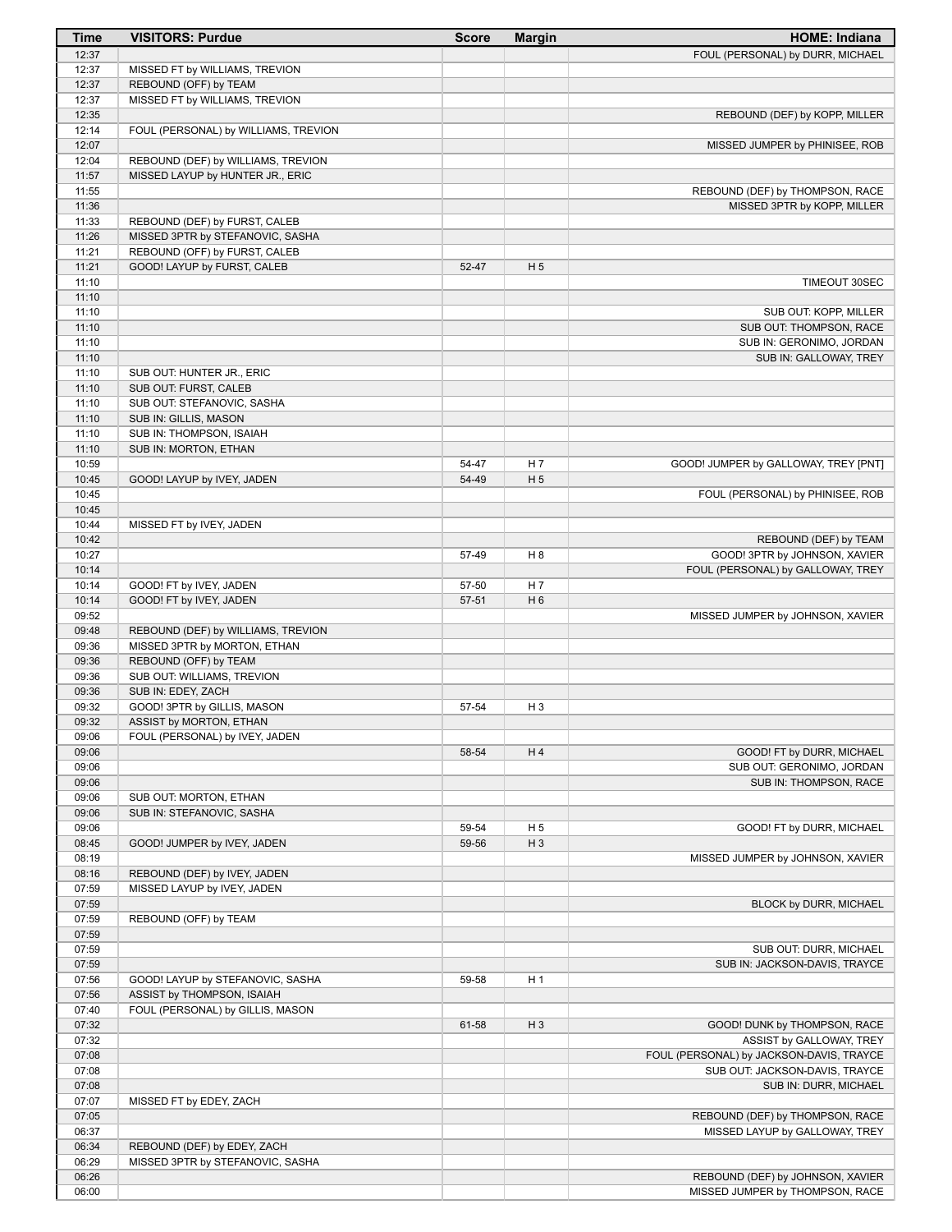| Time | VISITORS: Purdue | Score | Margin | HOME: Indiana |
| --- | --- | --- | --- | --- |
| 12:37 | | | | FOUL (PERSONAL) by DURR, MICHAEL |
| 12:37 | MISSED FT by WILLIAMS, TREVION | | | |
| 12:37 | REBOUND (OFF) by TEAM | | | |
| 12:37 | MISSED FT by WILLIAMS, TREVION | | | |
| 12:35 | | | | REBOUND (DEF) by KOPP, MILLER |
| 12:14 | FOUL (PERSONAL) by WILLIAMS, TREVION | | | |
| 12:07 | | | | MISSED JUMPER by PHINISEE, ROB |
| 12:04 | REBOUND (DEF) by WILLIAMS, TREVION | | | |
| 11:57 | MISSED LAYUP by HUNTER JR., ERIC | | | |
| 11:55 | | | | REBOUND (DEF) by THOMPSON, RACE |
| 11:36 | | | | MISSED 3PTR by KOPP, MILLER |
| 11:33 | REBOUND (DEF) by FURST, CALEB | | | |
| 11:26 | MISSED 3PTR by STEFANOVIC, SASHA | | | |
| 11:21 | REBOUND (OFF) by FURST, CALEB | | | |
| 11:21 | GOOD! LAYUP by FURST, CALEB | 52-47 | H 5 | |
| 11:10 | | | | TIMEOUT 30SEC |
| 11:10 | | | | |
| 11:10 | | | | SUB OUT: KOPP, MILLER |
| 11:10 | | | | SUB OUT: THOMPSON, RACE |
| 11:10 | | | | SUB IN: GERONIMO, JORDAN |
| 11:10 | | | | SUB IN: GALLOWAY, TREY |
| 11:10 | SUB OUT: HUNTER JR., ERIC | | | |
| 11:10 | SUB OUT: FURST, CALEB | | | |
| 11:10 | SUB OUT: STEFANOVIC, SASHA | | | |
| 11:10 | SUB IN: GILLIS, MASON | | | |
| 11:10 | SUB IN: THOMPSON, ISAIAH | | | |
| 11:10 | SUB IN: MORTON, ETHAN | | | |
| 10:59 | | 54-47 | H 7 | GOOD! JUMPER by GALLOWAY, TREY [PNT] |
| 10:45 | GOOD! LAYUP by IVEY, JADEN | 54-49 | H 5 | |
| 10:45 | | | | FOUL (PERSONAL) by PHINISEE, ROB |
| 10:45 | | | | |
| 10:44 | MISSED FT by IVEY, JADEN | | | |
| 10:42 | | | | REBOUND (DEF) by TEAM |
| 10:27 | | 57-49 | H 8 | GOOD! 3PTR by JOHNSON, XAVIER |
| 10:14 | | | | FOUL (PERSONAL) by GALLOWAY, TREY |
| 10:14 | GOOD! FT by IVEY, JADEN | 57-50 | H 7 | |
| 10:14 | GOOD! FT by IVEY, JADEN | 57-51 | H 6 | |
| 09:52 | | | | MISSED JUMPER by JOHNSON, XAVIER |
| 09:48 | REBOUND (DEF) by WILLIAMS, TREVION | | | |
| 09:36 | MISSED 3PTR by MORTON, ETHAN | | | |
| 09:36 | REBOUND (OFF) by TEAM | | | |
| 09:36 | SUB OUT: WILLIAMS, TREVION | | | |
| 09:36 | SUB IN: EDEY, ZACH | | | |
| 09:32 | GOOD! 3PTR by GILLIS, MASON | 57-54 | H 3 | |
| 09:32 | ASSIST by MORTON, ETHAN | | | |
| 09:06 | FOUL (PERSONAL) by IVEY, JADEN | | | |
| 09:06 | | 58-54 | H 4 | GOOD! FT by DURR, MICHAEL |
| 09:06 | | | | SUB OUT: GERONIMO, JORDAN |
| 09:06 | | | | SUB IN: THOMPSON, RACE |
| 09:06 | SUB OUT: MORTON, ETHAN | | | |
| 09:06 | SUB IN: STEFANOVIC, SASHA | | | |
| 09:06 | | 59-54 | H 5 | GOOD! FT by DURR, MICHAEL |
| 08:45 | GOOD! JUMPER by IVEY, JADEN | 59-56 | H 3 | |
| 08:19 | | | | MISSED JUMPER by JOHNSON, XAVIER |
| 08:16 | REBOUND (DEF) by IVEY, JADEN | | | |
| 07:59 | MISSED LAYUP by IVEY, JADEN | | | |
| 07:59 | | | | BLOCK by DURR, MICHAEL |
| 07:59 | REBOUND (OFF) by TEAM | | | |
| 07:59 | | | | |
| 07:59 | | | | SUB OUT: DURR, MICHAEL |
| 07:59 | | | | SUB IN: JACKSON-DAVIS, TRAYCE |
| 07:56 | GOOD! LAYUP by STEFANOVIC, SASHA | 59-58 | H 1 | |
| 07:56 | ASSIST by THOMPSON, ISAIAH | | | |
| 07:40 | FOUL (PERSONAL) by GILLIS, MASON | | | |
| 07:32 | | 61-58 | H 3 | GOOD! DUNK by THOMPSON, RACE |
| 07:32 | | | | ASSIST by GALLOWAY, TREY |
| 07:08 | | | | FOUL (PERSONAL) by JACKSON-DAVIS, TRAYCE |
| 07:08 | | | | SUB OUT: JACKSON-DAVIS, TRAYCE |
| 07:08 | | | | SUB IN: DURR, MICHAEL |
| 07:07 | MISSED FT by EDEY, ZACH | | | |
| 07:05 | | | | REBOUND (DEF) by THOMPSON, RACE |
| 06:37 | | | | MISSED LAYUP by GALLOWAY, TREY |
| 06:34 | REBOUND (DEF) by EDEY, ZACH | | | |
| 06:29 | MISSED 3PTR by STEFANOVIC, SASHA | | | |
| 06:26 | | | | REBOUND (DEF) by JOHNSON, XAVIER |
| 06:00 | | | | MISSED JUMPER by THOMPSON, RACE |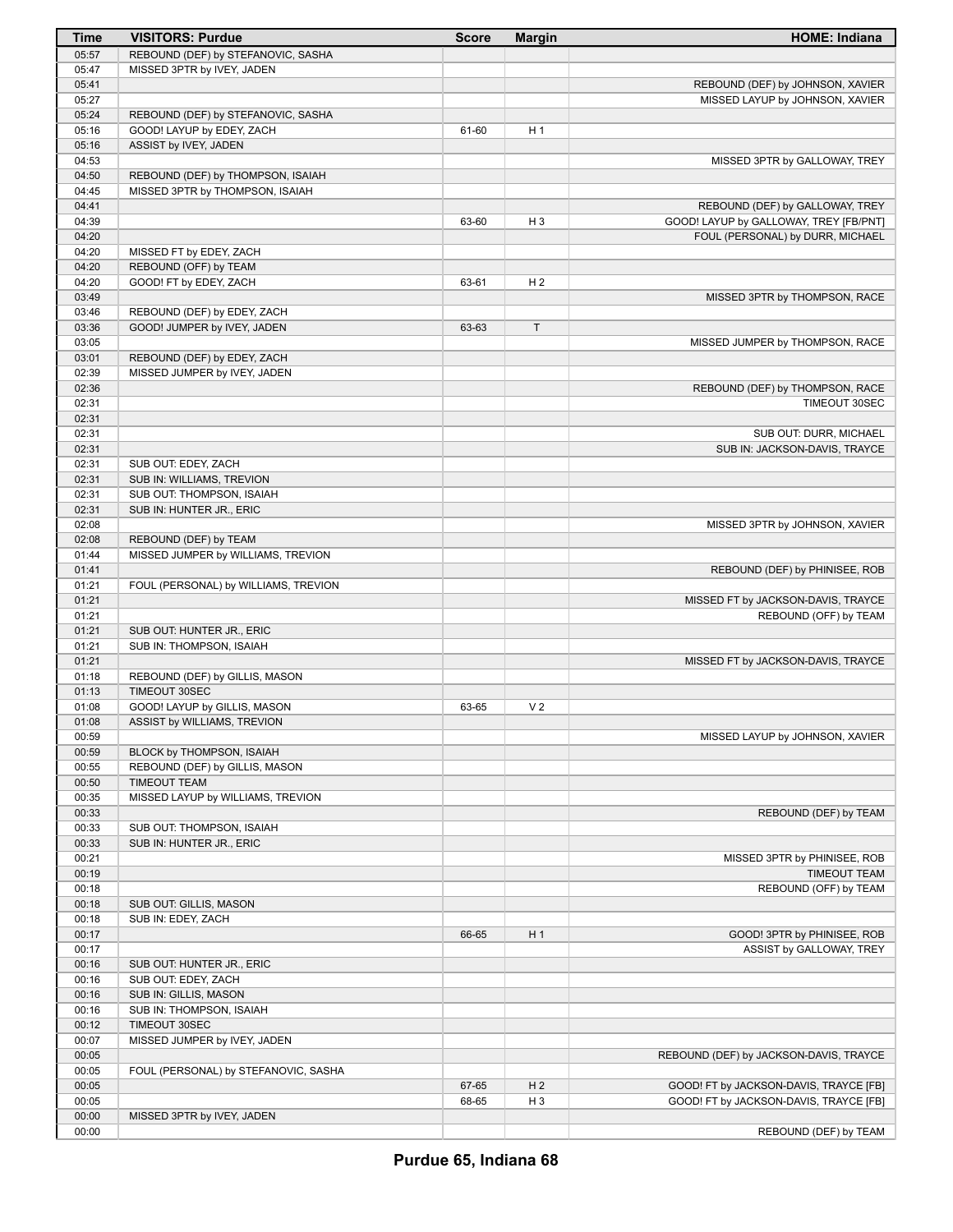| Time | VISITORS: Purdue | Score | Margin | HOME: Indiana |
|---|---|---|---|---|
| 05:57 | REBOUND (DEF) by STEFANOVIC, SASHA | | | |
| 05:47 | MISSED 3PTR by IVEY, JADEN | | | |
| 05:41 | | | | REBOUND (DEF) by JOHNSON, XAVIER |
| 05:27 | | | | MISSED LAYUP by JOHNSON, XAVIER |
| 05:24 | REBOUND (DEF) by STEFANOVIC, SASHA | | | |
| 05:16 | GOOD! LAYUP by EDEY, ZACH | 61-60 | H 1 | |
| 05:16 | ASSIST by IVEY, JADEN | | | |
| 04:53 | | | | MISSED 3PTR by GALLOWAY, TREY |
| 04:50 | REBOUND (DEF) by THOMPSON, ISAIAH | | | |
| 04:45 | MISSED 3PTR by THOMPSON, ISAIAH | | | |
| 04:41 | | | | REBOUND (DEF) by GALLOWAY, TREY |
| 04:39 | | 63-60 | H 3 | GOOD! LAYUP by GALLOWAY, TREY [FB/PNT] |
| 04:20 | | | | FOUL (PERSONAL) by DURR, MICHAEL |
| 04:20 | MISSED FT by EDEY, ZACH | | | |
| 04:20 | REBOUND (OFF) by TEAM | | | |
| 04:20 | GOOD! FT by EDEY, ZACH | 63-61 | H 2 | |
| 03:49 | | | | MISSED 3PTR by THOMPSON, RACE |
| 03:46 | REBOUND (DEF) by EDEY, ZACH | | | |
| 03:36 | GOOD! JUMPER by IVEY, JADEN | 63-63 | T | |
| 03:05 | | | | MISSED JUMPER by THOMPSON, RACE |
| 03:01 | REBOUND (DEF) by EDEY, ZACH | | | |
| 02:39 | MISSED JUMPER by IVEY, JADEN | | | |
| 02:36 | | | | REBOUND (DEF) by THOMPSON, RACE |
| 02:31 | | | | TIMEOUT 30SEC |
| 02:31 | | | | |
| 02:31 | | | | SUB OUT: DURR, MICHAEL |
| 02:31 | | | | SUB IN: JACKSON-DAVIS, TRAYCE |
| 02:31 | SUB OUT: EDEY, ZACH | | | |
| 02:31 | SUB IN: WILLIAMS, TREVION | | | |
| 02:31 | SUB OUT: THOMPSON, ISAIAH | | | |
| 02:31 | SUB IN: HUNTER JR., ERIC | | | |
| 02:08 | | | | MISSED 3PTR by JOHNSON, XAVIER |
| 02:08 | REBOUND (DEF) by TEAM | | | |
| 01:44 | MISSED JUMPER by WILLIAMS, TREVION | | | |
| 01:41 | | | | REBOUND (DEF) by PHINISEE, ROB |
| 01:21 | FOUL (PERSONAL) by WILLIAMS, TREVION | | | |
| 01:21 | | | | MISSED FT by JACKSON-DAVIS, TRAYCE |
| 01:21 | | | | REBOUND (OFF) by TEAM |
| 01:21 | SUB OUT: HUNTER JR., ERIC | | | |
| 01:21 | SUB IN: THOMPSON, ISAIAH | | | |
| 01:21 | | | | MISSED FT by JACKSON-DAVIS, TRAYCE |
| 01:18 | REBOUND (DEF) by GILLIS, MASON | | | |
| 01:13 | TIMEOUT 30SEC | | | |
| 01:08 | GOOD! LAYUP by GILLIS, MASON | 63-65 | V 2 | |
| 01:08 | ASSIST by WILLIAMS, TREVION | | | |
| 00:59 | | | | MISSED LAYUP by JOHNSON, XAVIER |
| 00:59 | BLOCK by THOMPSON, ISAIAH | | | |
| 00:55 | REBOUND (DEF) by GILLIS, MASON | | | |
| 00:50 | TIMEOUT TEAM | | | |
| 00:35 | MISSED LAYUP by WILLIAMS, TREVION | | | |
| 00:33 | | | | REBOUND (DEF) by TEAM |
| 00:33 | SUB OUT: THOMPSON, ISAIAH | | | |
| 00:33 | SUB IN: HUNTER JR., ERIC | | | |
| 00:21 | | | | MISSED 3PTR by PHINISEE, ROB |
| 00:19 | | | | TIMEOUT TEAM |
| 00:18 | | | | REBOUND (OFF) by TEAM |
| 00:18 | SUB OUT: GILLIS, MASON | | | |
| 00:18 | SUB IN: EDEY, ZACH | | | |
| 00:17 | | 66-65 | H 1 | GOOD! 3PTR by PHINISEE, ROB |
| 00:17 | | | | ASSIST by GALLOWAY, TREY |
| 00:16 | SUB OUT: HUNTER JR., ERIC | | | |
| 00:16 | SUB OUT: EDEY, ZACH | | | |
| 00:16 | SUB IN: GILLIS, MASON | | | |
| 00:16 | SUB IN: THOMPSON, ISAIAH | | | |
| 00:12 | TIMEOUT 30SEC | | | |
| 00:07 | MISSED JUMPER by IVEY, JADEN | | | |
| 00:05 | | | | REBOUND (DEF) by JACKSON-DAVIS, TRAYCE |
| 00:05 | FOUL (PERSONAL) by STEFANOVIC, SASHA | | | |
| 00:05 | | 67-65 | H 2 | GOOD! FT by JACKSON-DAVIS, TRAYCE [FB] |
| 00:05 | | 68-65 | H 3 | GOOD! FT by JACKSON-DAVIS, TRAYCE [FB] |
| 00:00 | MISSED 3PTR by IVEY, JADEN | | | |
| 00:00 | | | | REBOUND (DEF) by TEAM |

**Purdue 65, Indiana 68**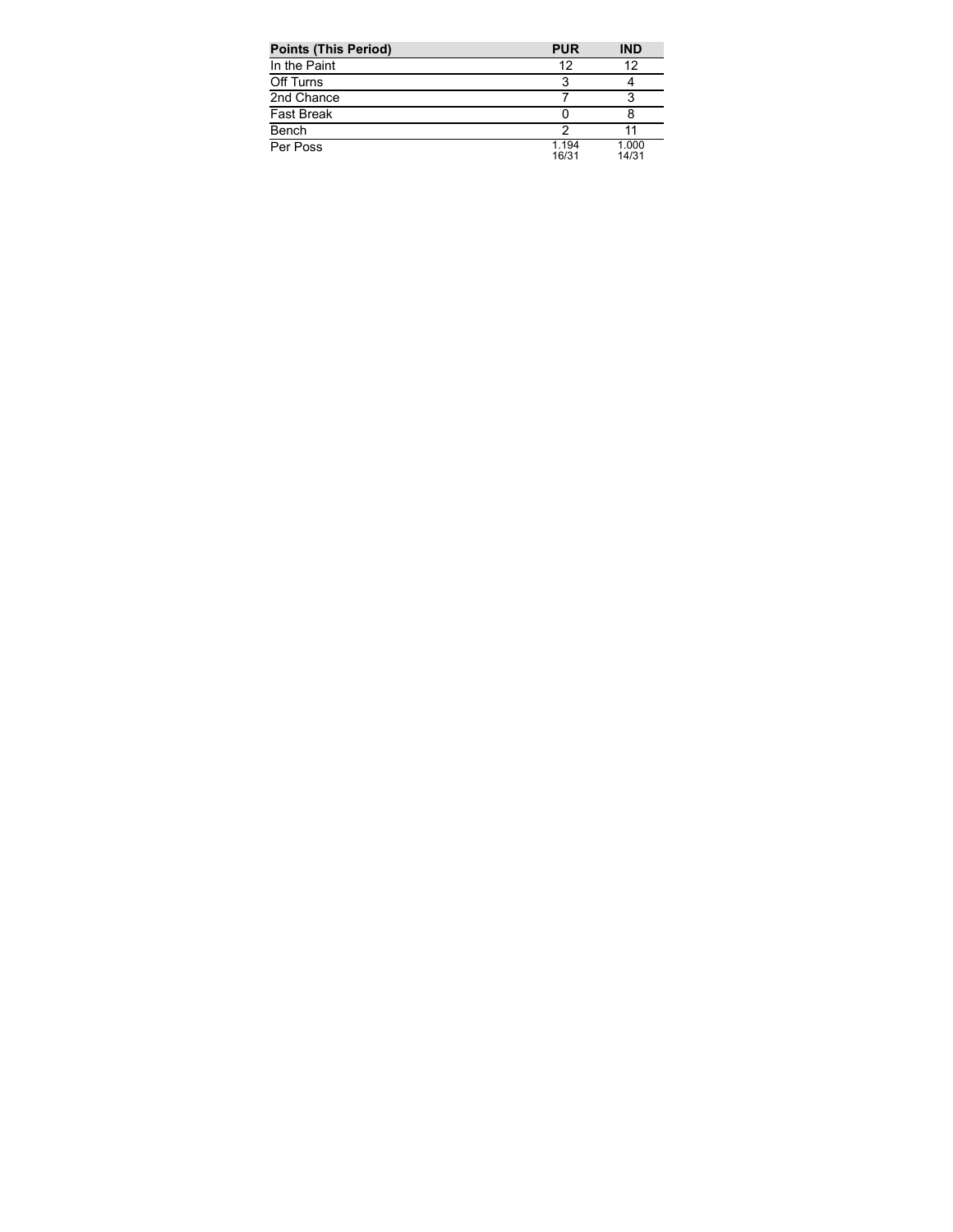| Points (This Period) | PUR | IND |
| --- | --- | --- |
| In the Paint | 12 | 12 |
| Off Turns | 3 | 4 |
| 2nd Chance | 7 | 3 |
| Fast Break | 0 | 8 |
| Bench | 2 | 11 |
| Per Poss | 1.194<br>16/31 | 1.000<br>14/31 |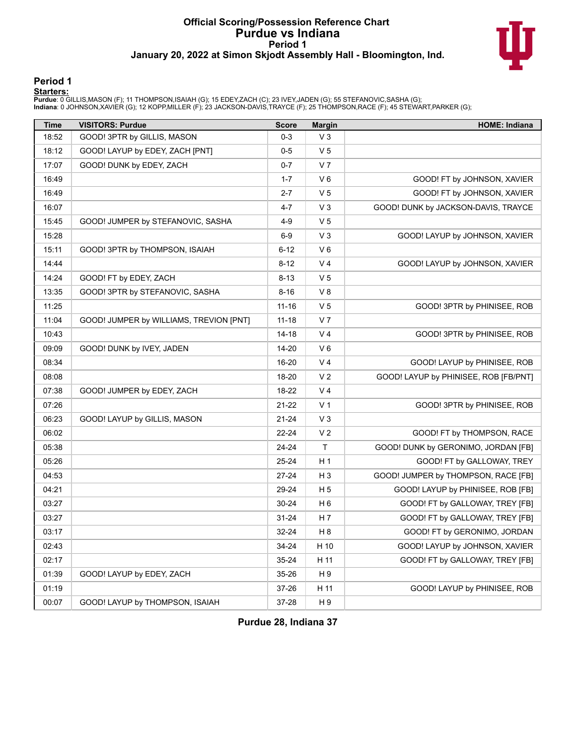# Official Scoring/Possession Reference Chart
# Purdue vs Indiana
## Period 1
### January 20, 2022 at Simon Skjodt Assembly Hall - Bloomington, Ind.

## Period 1

**Starters:**

**Purdue**: 0 GILLIS,MASON (F); 11 THOMPSON,ISAIAH (G); 15 EDEY,ZACH (C); 23 IVEY,JADEN (G); 55 STEFANOVIC,SASHA (G);
**Indiana**: 0 JOHNSON,XAVIER (G); 12 KOPP,MILLER (F); 23 JACKSON-DAVIS,TRAYCE (F); 25 THOMPSON,RACE (F); 45 STEWART,PARKER (G);

| Time | VISITORS: Purdue | Score | Margin | HOME: Indiana |
|---|---|---|---|---|
| 18:52 | GOOD! 3PTR by GILLIS, MASON | 0-3 | V 3 | |
| 18:12 | GOOD! LAYUP by EDEY, ZACH [PNT] | 0-5 | V 5 | |
| 17:07 | GOOD! DUNK by EDEY, ZACH | 0-7 | V 7 | |
| 16:49 | | 1-7 | V 6 | GOOD! FT by JOHNSON, XAVIER |
| 16:49 | | 2-7 | V 5 | GOOD! FT by JOHNSON, XAVIER |
| 16:07 | | 4-7 | V 3 | GOOD! DUNK by JACKSON-DAVIS, TRAYCE |
| 15:45 | GOOD! JUMPER by STEFANOVIC, SASHA | 4-9 | V 5 | |
| 15:28 | | 6-9 | V 3 | GOOD! LAYUP by JOHNSON, XAVIER |
| 15:11 | GOOD! 3PTR by THOMPSON, ISAIAH | 6-12 | V 6 | |
| 14:44 | | 8-12 | V 4 | GOOD! LAYUP by JOHNSON, XAVIER |
| 14:24 | GOOD! FT by EDEY, ZACH | 8-13 | V 5 | |
| 13:35 | GOOD! 3PTR by STEFANOVIC, SASHA | 8-16 | V 8 | |
| 11:25 | | 11-16 | V 5 | GOOD! 3PTR by PHINISEE, ROB |
| 11:04 | GOOD! JUMPER by WILLIAMS, TREVION [PNT] | 11-18 | V 7 | |
| 10:43 | | 14-18 | V 4 | GOOD! 3PTR by PHINISEE, ROB |
| 09:09 | GOOD! DUNK by IVEY, JADEN | 14-20 | V 6 | |
| 08:34 | | 16-20 | V 4 | GOOD! LAYUP by PHINISEE, ROB |
| 08:08 | | 18-20 | V 2 | GOOD! LAYUP by PHINISEE, ROB [FB/PNT] |
| 07:38 | GOOD! JUMPER by EDEY, ZACH | 18-22 | V 4 | |
| 07:26 | | 21-22 | V 1 | GOOD! 3PTR by PHINISEE, ROB |
| 06:23 | GOOD! LAYUP by GILLIS, MASON | 21-24 | V 3 | |
| 06:02 | | 22-24 | V 2 | GOOD! FT by THOMPSON, RACE |
| 05:38 | | 24-24 | T | GOOD! DUNK by GERONIMO, JORDAN [FB] |
| 05:26 | | 25-24 | H 1 | GOOD! FT by GALLOWAY, TREY |
| 04:53 | | 27-24 | H 3 | GOOD! JUMPER by THOMPSON, RACE [FB] |
| 04:21 | | 29-24 | H 5 | GOOD! LAYUP by PHINISEE, ROB [FB] |
| 03:27 | | 30-24 | H 6 | GOOD! FT by GALLOWAY, TREY [FB] |
| 03:27 | | 31-24 | H 7 | GOOD! FT by GALLOWAY, TREY [FB] |
| 03:17 | | 32-24 | H 8 | GOOD! FT by GERONIMO, JORDAN |
| 02:43 | | 34-24 | H 10 | GOOD! LAYUP by JOHNSON, XAVIER |
| 02:17 | | 35-24 | H 11 | GOOD! FT by GALLOWAY, TREY [FB] |
| 01:39 | GOOD! LAYUP by EDEY, ZACH | 35-26 | H 9 | |
| 01:19 | | 37-26 | H 11 | GOOD! LAYUP by PHINISEE, ROB |
| 00:07 | GOOD! LAYUP by THOMPSON, ISAIAH | 37-28 | H 9 | |

**Purdue 28, Indiana 37**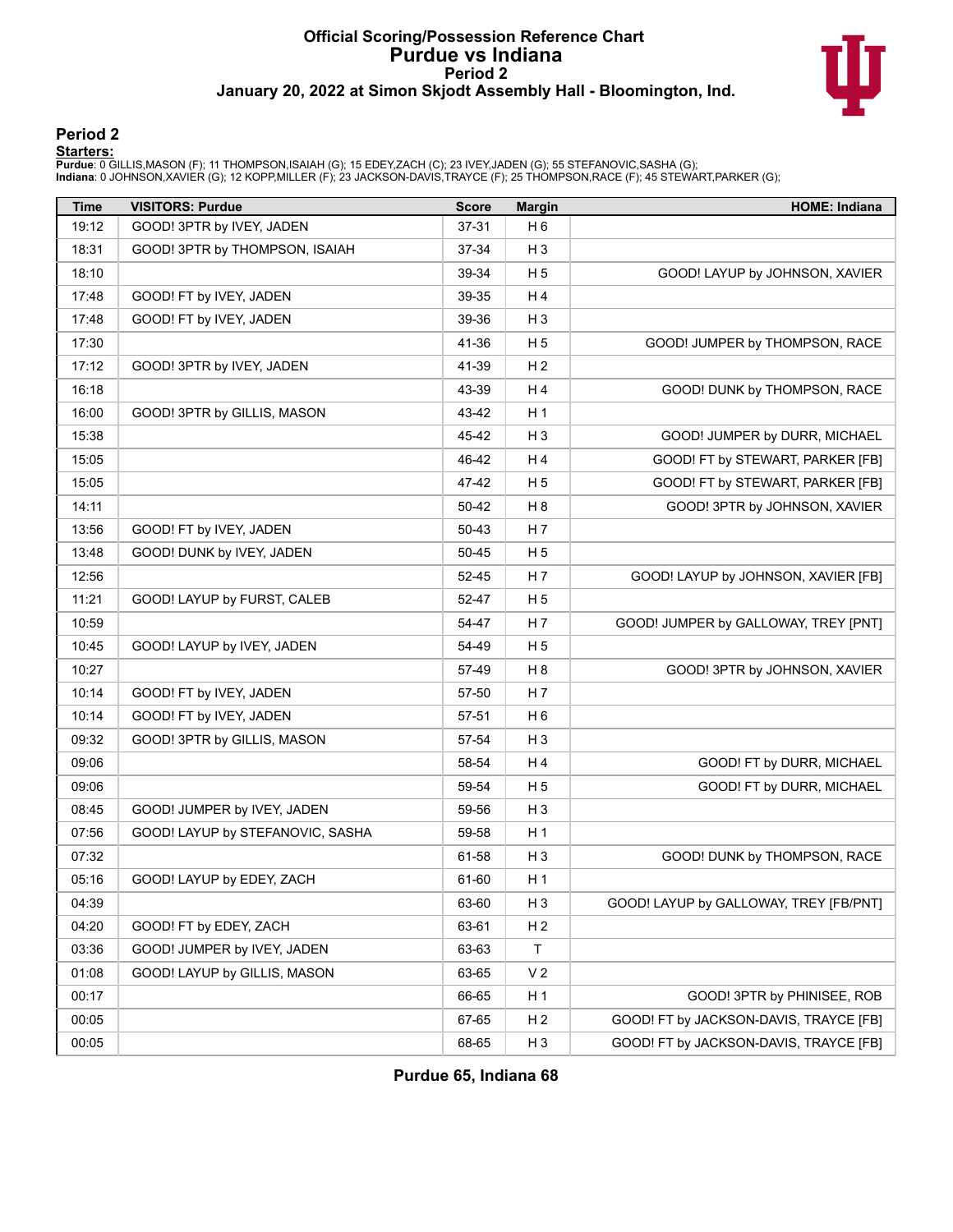# Official Scoring/Possession Reference Chart
# Purdue vs Indiana
## Period 2
### January 20, 2022 at Simon Skjodt Assembly Hall - Bloomington, Ind.

## Period 2

**Starters:**

**Purdue**: 0 GILLIS,MASON (F); 11 THOMPSON,ISAIAH (G); 15 EDEY,ZACH (C); 23 IVEY,JADEN (G); 55 STEFANOVIC,SASHA (G);
**Indiana**: 0 JOHNSON,XAVIER (G); 12 KOPP,MILLER (F); 23 JACKSON-DAVIS,TRAYCE (F); 25 THOMPSON,RACE (F); 45 STEWART,PARKER (G);

| Time | VISITORS: Purdue | Score | Margin | HOME: Indiana |
|---|---|---|---|---|
| 19:12 | GOOD! 3PTR by IVEY, JADEN | 37-31 | H 6 | |
| 18:31 | GOOD! 3PTR by THOMPSON, ISAIAH | 37-34 | H 3 | |
| 18:10 | | 39-34 | H 5 | GOOD! LAYUP by JOHNSON, XAVIER |
| 17:48 | GOOD! FT by IVEY, JADEN | 39-35 | H 4 | |
| 17:48 | GOOD! FT by IVEY, JADEN | 39-36 | H 3 | |
| 17:30 | | 41-36 | H 5 | GOOD! JUMPER by THOMPSON, RACE |
| 17:12 | GOOD! 3PTR by IVEY, JADEN | 41-39 | H 2 | |
| 16:18 | | 43-39 | H 4 | GOOD! DUNK by THOMPSON, RACE |
| 16:00 | GOOD! 3PTR by GILLIS, MASON | 43-42 | H 1 | |
| 15:38 | | 45-42 | H 3 | GOOD! JUMPER by DURR, MICHAEL |
| 15:05 | | 46-42 | H 4 | GOOD! FT by STEWART, PARKER [FB] |
| 15:05 | | 47-42 | H 5 | GOOD! FT by STEWART, PARKER [FB] |
| 14:11 | | 50-42 | H 8 | GOOD! 3PTR by JOHNSON, XAVIER |
| 13:56 | GOOD! FT by IVEY, JADEN | 50-43 | H 7 | |
| 13:48 | GOOD! DUNK by IVEY, JADEN | 50-45 | H 5 | |
| 12:56 | | 52-45 | H 7 | GOOD! LAYUP by JOHNSON, XAVIER [FB] |
| 11:21 | GOOD! LAYUP by FURST, CALEB | 52-47 | H 5 | |
| 10:59 | | 54-47 | H 7 | GOOD! JUMPER by GALLOWAY, TREY [PNT] |
| 10:45 | GOOD! LAYUP by IVEY, JADEN | 54-49 | H 5 | |
| 10:27 | | 57-49 | H 8 | GOOD! 3PTR by JOHNSON, XAVIER |
| 10:14 | GOOD! FT by IVEY, JADEN | 57-50 | H 7 | |
| 10:14 | GOOD! FT by IVEY, JADEN | 57-51 | H 6 | |
| 09:32 | GOOD! 3PTR by GILLIS, MASON | 57-54 | H 3 | |
| 09:06 | | 58-54 | H 4 | GOOD! FT by DURR, MICHAEL |
| 09:06 | | 59-54 | H 5 | GOOD! FT by DURR, MICHAEL |
| 08:45 | GOOD! JUMPER by IVEY, JADEN | 59-56 | H 3 | |
| 07:56 | GOOD! LAYUP by STEFANOVIC, SASHA | 59-58 | H 1 | |
| 07:32 | | 61-58 | H 3 | GOOD! DUNK by THOMPSON, RACE |
| 05:16 | GOOD! LAYUP by EDEY, ZACH | 61-60 | H 1 | |
| 04:39 | | 63-60 | H 3 | GOOD! LAYUP by GALLOWAY, TREY [FB/PNT] |
| 04:20 | GOOD! FT by EDEY, ZACH | 63-61 | H 2 | |
| 03:36 | GOOD! JUMPER by IVEY, JADEN | 63-63 | T | |
| 01:08 | GOOD! LAYUP by GILLIS, MASON | 63-65 | V 2 | |
| 00:17 | | 66-65 | H 1 | GOOD! 3PTR by PHINISEE, ROB |
| 00:05 | | 67-65 | H 2 | GOOD! FT by JACKSON-DAVIS, TRAYCE [FB] |
| 00:05 | | 68-65 | H 3 | GOOD! FT by JACKSON-DAVIS, TRAYCE [FB] |

**Purdue 65, Indiana 68**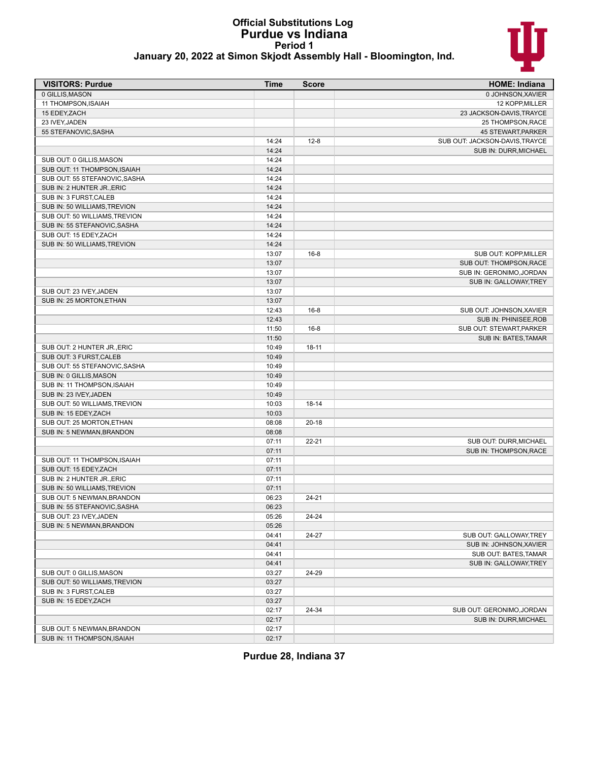# Official Substitutions Log
## Purdue vs Indiana
### Period 1
### January 20, 2022 at Simon Skjodt Assembly Hall - Bloomington, Ind.

| VISITORS: Purdue | Time | Score | HOME: Indiana |
|---|---|---|---|
| 0 GILLIS,MASON | | | 0 JOHNSON,XAVIER |
| 11 THOMPSON,ISAIAH | | | 12 KOPP,MILLER |
| 15 EDEY,ZACH | | | 23 JACKSON-DAVIS,TRAYCE |
| 23 IVEY,JADEN | | | 25 THOMPSON,RACE |
| 55 STEFANOVIC,SASHA | | | 45 STEWART,PARKER |
| | 14:24 | 12-8 | SUB OUT: JACKSON-DAVIS,TRAYCE |
| | 14:24 | | SUB IN: DURR,MICHAEL |
| SUB OUT: 0 GILLIS,MASON | 14:24 | | |
| SUB OUT: 11 THOMPSON,ISAIAH | 14:24 | | |
| SUB OUT: 55 STEFANOVIC,SASHA | 14:24 | | |
| SUB IN: 2 HUNTER JR.,ERIC | 14:24 | | |
| SUB IN: 3 FURST,CALEB | 14:24 | | |
| SUB IN: 50 WILLIAMS,TREVION | 14:24 | | |
| SUB OUT: 50 WILLIAMS,TREVION | 14:24 | | |
| SUB IN: 55 STEFANOVIC,SASHA | 14:24 | | |
| SUB OUT: 15 EDEY,ZACH | 14:24 | | |
| SUB IN: 50 WILLIAMS,TREVION | 14:24 | | |
| | 13:07 | 16-8 | SUB OUT: KOPP,MILLER |
| | 13:07 | | SUB OUT: THOMPSON,RACE |
| | 13:07 | | SUB IN: GERONIMO,JORDAN |
| | 13:07 | | SUB IN: GALLOWAY,TREY |
| SUB OUT: 23 IVEY,JADEN | 13:07 | | |
| SUB IN: 25 MORTON,ETHAN | 13:07 | | |
| | 12:43 | 16-8 | SUB OUT: JOHNSON,XAVIER |
| | 12:43 | | SUB IN: PHINISEE,ROB |
| | 11:50 | 16-8 | SUB OUT: STEWART,PARKER |
| | 11:50 | | SUB IN: BATES,TAMAR |
| SUB OUT: 2 HUNTER JR.,ERIC | 10:49 | 18-11 | |
| SUB OUT: 3 FURST,CALEB | 10:49 | | |
| SUB OUT: 55 STEFANOVIC,SASHA | 10:49 | | |
| SUB IN: 0 GILLIS,MASON | 10:49 | | |
| SUB IN: 11 THOMPSON,ISAIAH | 10:49 | | |
| SUB IN: 23 IVEY,JADEN | 10:49 | | |
| SUB OUT: 50 WILLIAMS,TREVION | 10:03 | 18-14 | |
| SUB IN: 15 EDEY,ZACH | 10:03 | | |
| SUB OUT: 25 MORTON,ETHAN | 08:08 | 20-18 | |
| SUB IN: 5 NEWMAN,BRANDON | 08:08 | | |
| | 07:11 | 22-21 | SUB OUT: DURR,MICHAEL |
| | 07:11 | | SUB IN: THOMPSON,RACE |
| SUB OUT: 11 THOMPSON,ISAIAH | 07:11 | | |
| SUB OUT: 15 EDEY,ZACH | 07:11 | | |
| SUB IN: 2 HUNTER JR.,ERIC | 07:11 | | |
| SUB IN: 50 WILLIAMS,TREVION | 07:11 | | |
| SUB OUT: 5 NEWMAN,BRANDON | 06:23 | 24-21 | |
| SUB IN: 55 STEFANOVIC,SASHA | 06:23 | | |
| SUB OUT: 23 IVEY,JADEN | 05:26 | 24-24 | |
| SUB IN: 5 NEWMAN,BRANDON | 05:26 | | |
| | 04:41 | 24-27 | SUB OUT: GALLOWAY,TREY |
| | 04:41 | | SUB IN: JOHNSON,XAVIER |
| | 04:41 | | SUB OUT: BATES,TAMAR |
| | 04:41 | | SUB IN: GALLOWAY,TREY |
| SUB OUT: 0 GILLIS,MASON | 03:27 | 24-29 | |
| SUB OUT: 50 WILLIAMS,TREVION | 03:27 | | |
| SUB IN: 3 FURST,CALEB | 03:27 | | |
| SUB IN: 15 EDEY,ZACH | 03:27 | | |
| | 02:17 | 24-34 | SUB OUT: GERONIMO,JORDAN |
| | 02:17 | | SUB IN: DURR,MICHAEL |
| SUB OUT: 5 NEWMAN,BRANDON | 02:17 | | |
| SUB IN: 11 THOMPSON,ISAIAH | 02:17 | | |

**Purdue 28, Indiana 37**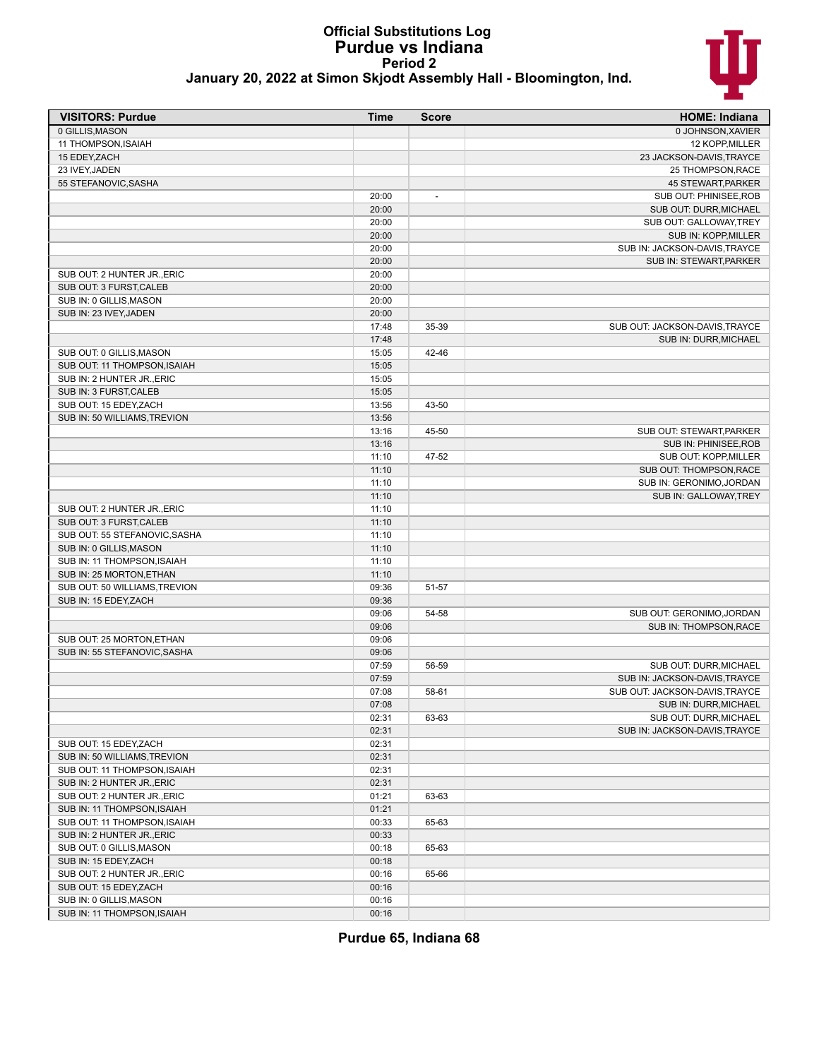# Official Substitutions Log
## Purdue vs Indiana
### Period 2
### January 20, 2022 at Simon Skjodt Assembly Hall - Bloomington, Ind.

| VISITORS: Purdue | Time | Score | HOME: Indiana |
|---|---|---|---|
| 0 GILLIS,MASON | | | 0 JOHNSON,XAVIER |
| 11 THOMPSON,ISAIAH | | | 12 KOPP,MILLER |
| 15 EDEY,ZACH | | | 23 JACKSON-DAVIS,TRAYCE |
| 23 IVEY,JADEN | | | 25 THOMPSON,RACE |
| 55 STEFANOVIC,SASHA | | | 45 STEWART,PARKER |
| | 20:00 | - | SUB OUT: PHINISEE,ROB |
| | 20:00 | | SUB OUT: DURR,MICHAEL |
| | 20:00 | | SUB OUT: GALLOWAY,TREY |
| | 20:00 | | SUB IN: KOPP,MILLER |
| | 20:00 | | SUB IN: JACKSON-DAVIS,TRAYCE |
| | 20:00 | | SUB IN: STEWART,PARKER |
| SUB OUT: 2 HUNTER JR.,ERIC | 20:00 | | |
| SUB OUT: 3 FURST,CALEB | 20:00 | | |
| SUB IN: 0 GILLIS,MASON | 20:00 | | |
| SUB IN: 23 IVEY,JADEN | 20:00 | | |
| | 17:48 | 35-39 | SUB OUT: JACKSON-DAVIS,TRAYCE |
| | 17:48 | | SUB IN: DURR,MICHAEL |
| SUB OUT: 0 GILLIS,MASON | 15:05 | 42-46 | |
| SUB OUT: 11 THOMPSON,ISAIAH | 15:05 | | |
| SUB IN: 2 HUNTER JR.,ERIC | 15:05 | | |
| SUB IN: 3 FURST,CALEB | 15:05 | | |
| SUB OUT: 15 EDEY,ZACH | 13:56 | 43-50 | |
| SUB IN: 50 WILLIAMS,TREVION | 13:56 | | |
| | 13:16 | 45-50 | SUB OUT: STEWART,PARKER |
| | 13:16 | | SUB IN: PHINISEE,ROB |
| | 11:10 | 47-52 | SUB OUT: KOPP,MILLER |
| | 11:10 | | SUB OUT: THOMPSON,RACE |
| | 11:10 | | SUB IN: GERONIMO,JORDAN |
| | 11:10 | | SUB IN: GALLOWAY,TREY |
| SUB OUT: 2 HUNTER JR.,ERIC | 11:10 | | |
| SUB OUT: 3 FURST,CALEB | 11:10 | | |
| SUB OUT: 55 STEFANOVIC,SASHA | 11:10 | | |
| SUB IN: 0 GILLIS,MASON | 11:10 | | |
| SUB IN: 11 THOMPSON,ISAIAH | 11:10 | | |
| SUB IN: 25 MORTON,ETHAN | 11:10 | | |
| SUB OUT: 50 WILLIAMS,TREVION | 09:36 | 51-57 | |
| SUB IN: 15 EDEY,ZACH | 09:36 | | |
| | 09:06 | 54-58 | SUB OUT: GERONIMO,JORDAN |
| | 09:06 | | SUB IN: THOMPSON,RACE |
| SUB OUT: 25 MORTON,ETHAN | 09:06 | | |
| SUB IN: 55 STEFANOVIC,SASHA | 09:06 | | |
| | 07:59 | 56-59 | SUB OUT: DURR,MICHAEL |
| | 07:59 | | SUB IN: JACKSON-DAVIS,TRAYCE |
| | 07:08 | 58-61 | SUB OUT: JACKSON-DAVIS,TRAYCE |
| | 07:08 | | SUB IN: DURR,MICHAEL |
| | 02:31 | 63-63 | SUB OUT: DURR,MICHAEL |
| | 02:31 | | SUB IN: JACKSON-DAVIS,TRAYCE |
| SUB OUT: 15 EDEY,ZACH | 02:31 | | |
| SUB IN: 50 WILLIAMS,TREVION | 02:31 | | |
| SUB OUT: 11 THOMPSON,ISAIAH | 02:31 | | |
| SUB IN: 2 HUNTER JR.,ERIC | 02:31 | | |
| SUB OUT: 2 HUNTER JR.,ERIC | 01:21 | 63-63 | |
| SUB IN: 11 THOMPSON,ISAIAH | 01:21 | | |
| SUB OUT: 11 THOMPSON,ISAIAH | 00:33 | 65-63 | |
| SUB IN: 2 HUNTER JR.,ERIC | 00:33 | | |
| SUB OUT: 0 GILLIS,MASON | 00:18 | 65-63 | |
| SUB IN: 15 EDEY,ZACH | 00:18 | | |
| SUB OUT: 2 HUNTER JR.,ERIC | 00:16 | 65-66 | |
| SUB OUT: 15 EDEY,ZACH | 00:16 | | |
| SUB IN: 0 GILLIS,MASON | 00:16 | | |
| SUB IN: 11 THOMPSON,ISAIAH | 00:16 | | |

**Purdue 65, Indiana 68**